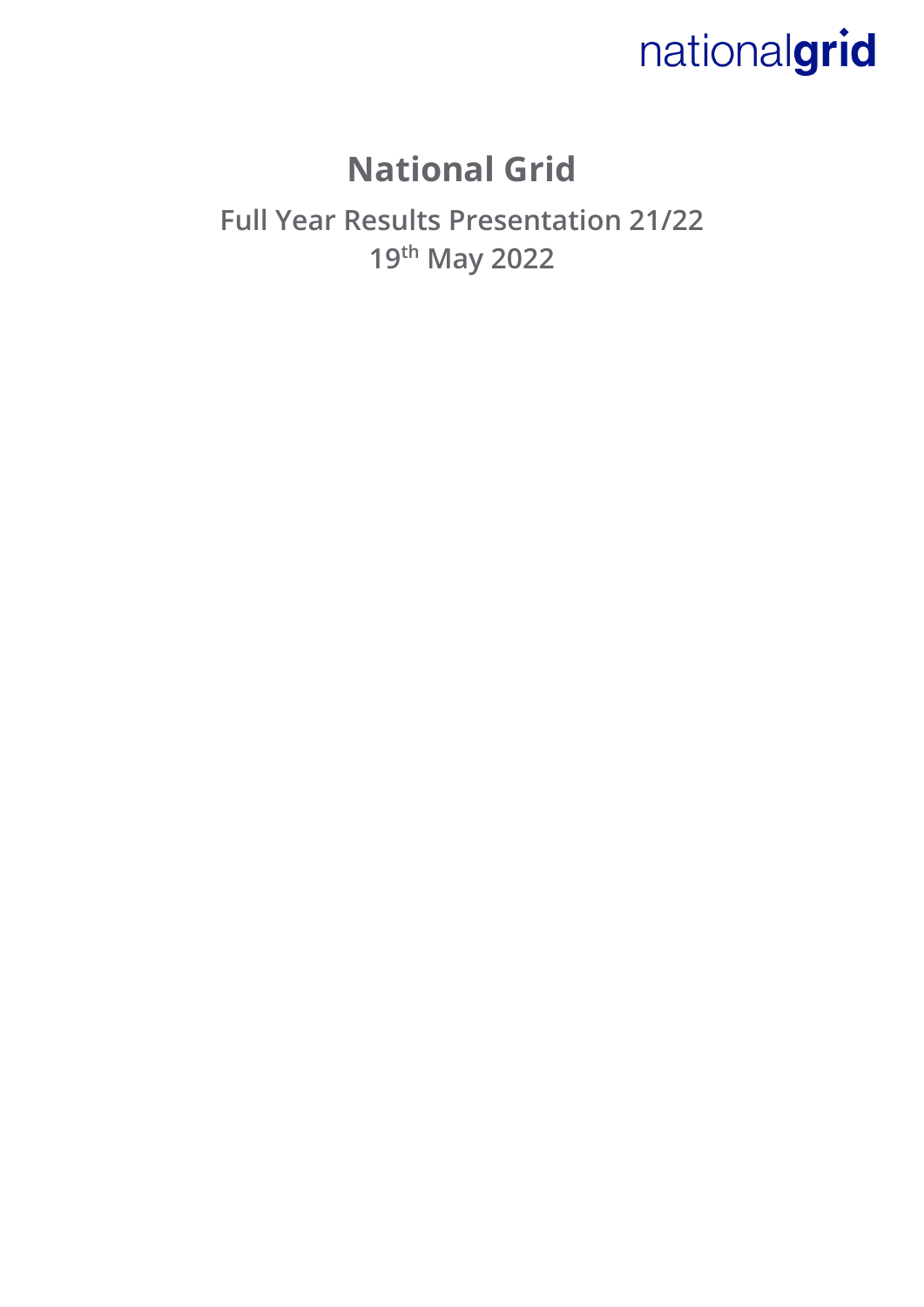nationalgrid

# National Grid

## Full Year Results Presentation 21/22

## 19th May 2022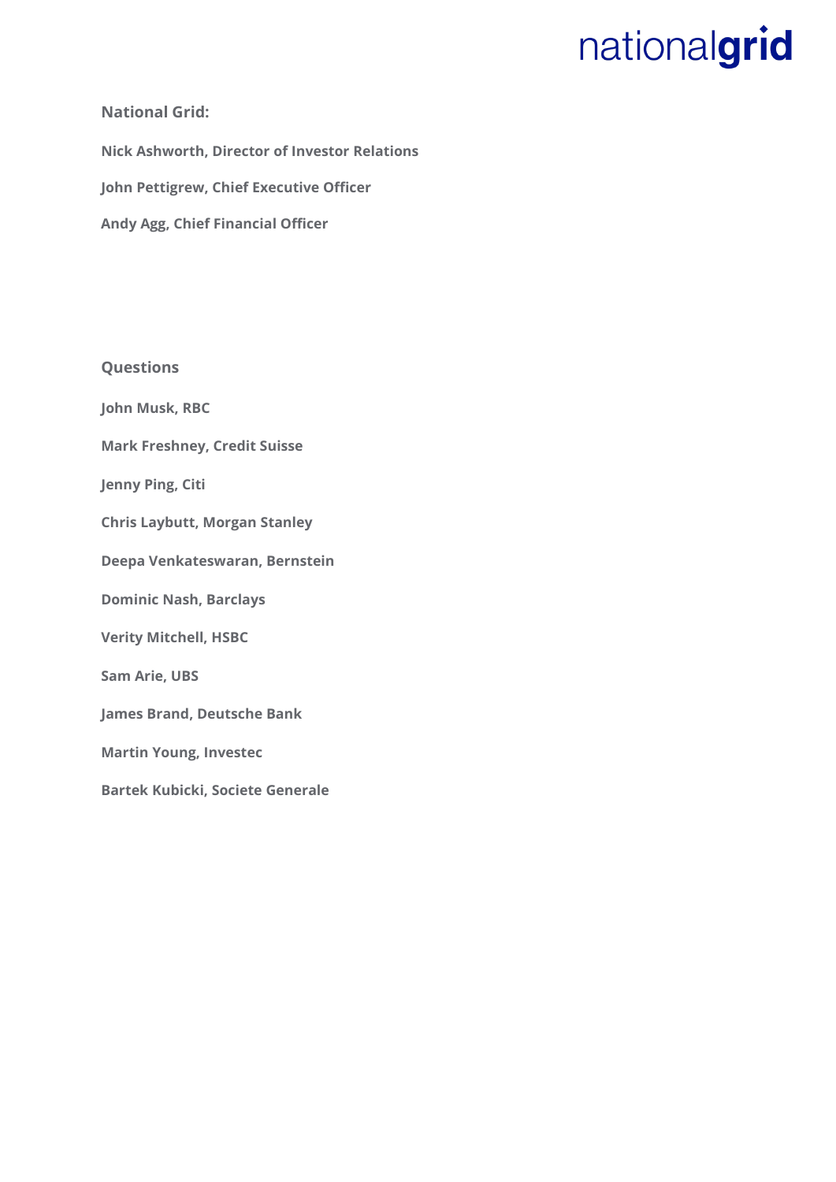**National Grid:**

**Nick Ashworth, Director of Investor Relations**

**John Pettigrew, Chief Executive Officer**

**Andy Agg, Chief Financial Officer**

**Questions**

**John Musk, RBC**

**Mark Freshney, Credit Suisse**

**Jenny Ping, Citi**

**Chris Laybutt, Morgan Stanley**

**Deepa Venkateswaran, Bernstein**

**Dominic Nash, Barclays**

**Verity Mitchell, HSBC**

**Sam Arie, UBS**

**James Brand, Deutsche Bank**

**Martin Young, Investec**

**Bartek Kubicki, Societe Generale**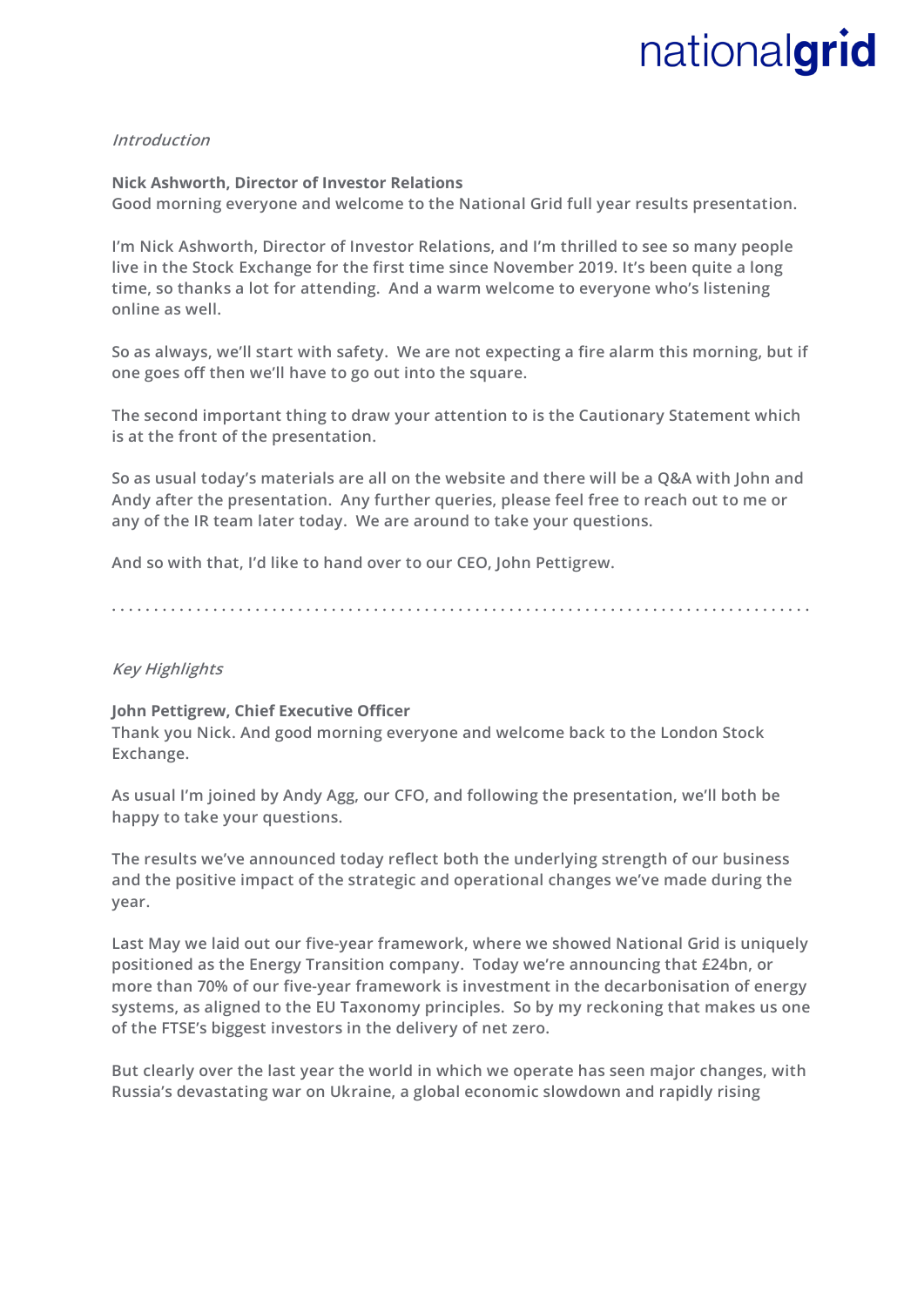*Introduction*

**Nick Ashworth, Director of Investor Relations**

Good morning everyone and welcome to the National Grid full year results presentation.

I'm Nick Ashworth, Director of Investor Relations, and I'm thrilled to see so many people live in the Stock Exchange for the first time since November 2019. It's been quite a long time, so thanks a lot for attending. And a warm welcome to everyone who's listening online as well.

So as always, we'll start with safety. We are not expecting a fire alarm this morning, but if one goes off then we'll have to go out into the square.

The second important thing to draw your attention to is the Cautionary Statement which is at the front of the presentation.

So as usual today's materials are all on the website and there will be a Q&A with John and Andy after the presentation. Any further queries, please feel free to reach out to me or any of the IR team later today. We are around to take your questions.

And so with that, I'd like to hand over to our CEO, John Pettigrew.

. . . . . . . . . . . . . . . . . . . . . . . . . . . . . . . . . . . . . . . . . . . . . . . . . . . . . . . . . . . . . . . . . . . . . . . . . . . . . .

*Key Highlights*

**John Pettigrew, Chief Executive Officer**

Thank you Nick. And good morning everyone and welcome back to the London Stock Exchange.

As usual I'm joined by Andy Agg, our CFO, and following the presentation, we'll both be happy to take your questions.

The results we've announced today reflect both the underlying strength of our business and the positive impact of the strategic and operational changes we've made during the year.

Last May we laid out our five-year framework, where we showed National Grid is uniquely positioned as the Energy Transition company. Today we're announcing that £24bn, or more than 70% of our five-year framework is investment in the decarbonisation of energy systems, as aligned to the EU Taxonomy principles. So by my reckoning that makes us one of the FTSE's biggest investors in the delivery of net zero.

But clearly over the last year the world in which we operate has seen major changes, with Russia's devastating war on Ukraine, a global economic slowdown and rapidly rising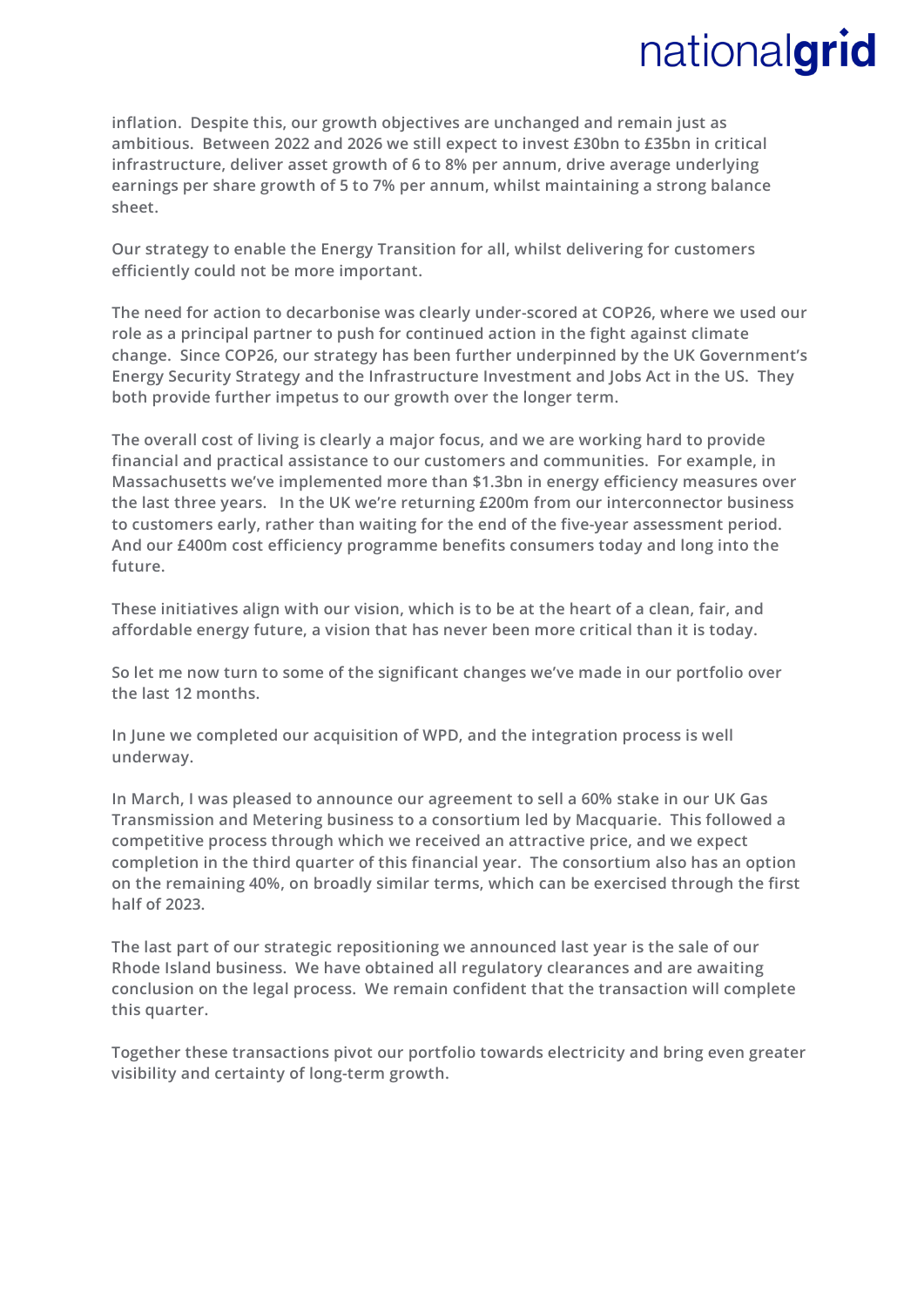inflation. Despite this, our growth objectives are unchanged and remain just as ambitious. Between 2022 and 2026 we still expect to invest £30bn to £35bn in critical infrastructure, deliver asset growth of 6 to 8% per annum, drive average underlying earnings per share growth of 5 to 7% per annum, whilst maintaining a strong balance sheet.

Our strategy to enable the Energy Transition for all, whilst delivering for customers efficiently could not be more important.

The need for action to decarbonise was clearly under-scored at COP26, where we used our role as a principal partner to push for continued action in the fight against climate change. Since COP26, our strategy has been further underpinned by the UK Government's Energy Security Strategy and the Infrastructure Investment and Jobs Act in the US. They both provide further impetus to our growth over the longer term.

The overall cost of living is clearly a major focus, and we are working hard to provide financial and practical assistance to our customers and communities. For example, in Massachusetts we've implemented more than $1.3bn in energy efficiency measures over the last three years. In the UK we're returning £200m from our interconnector business to customers early, rather than waiting for the end of the five-year assessment period. And our £400m cost efficiency programme benefits consumers today and long into the future.

These initiatives align with our vision, which is to be at the heart of a clean, fair, and affordable energy future, a vision that has never been more critical than it is today.

So let me now turn to some of the significant changes we've made in our portfolio over the last 12 months.

In June we completed our acquisition of WPD, and the integration process is well underway.

In March, I was pleased to announce our agreement to sell a 60% stake in our UK Gas Transmission and Metering business to a consortium led by Macquarie. This followed a competitive process through which we received an attractive price, and we expect completion in the third quarter of this financial year. The consortium also has an option on the remaining 40%, on broadly similar terms, which can be exercised through the first half of 2023.

The last part of our strategic repositioning we announced last year is the sale of our Rhode Island business. We have obtained all regulatory clearances and are awaiting conclusion on the legal process. We remain confident that the transaction will complete this quarter.

Together these transactions pivot our portfolio towards electricity and bring even greater visibility and certainty of long-term growth.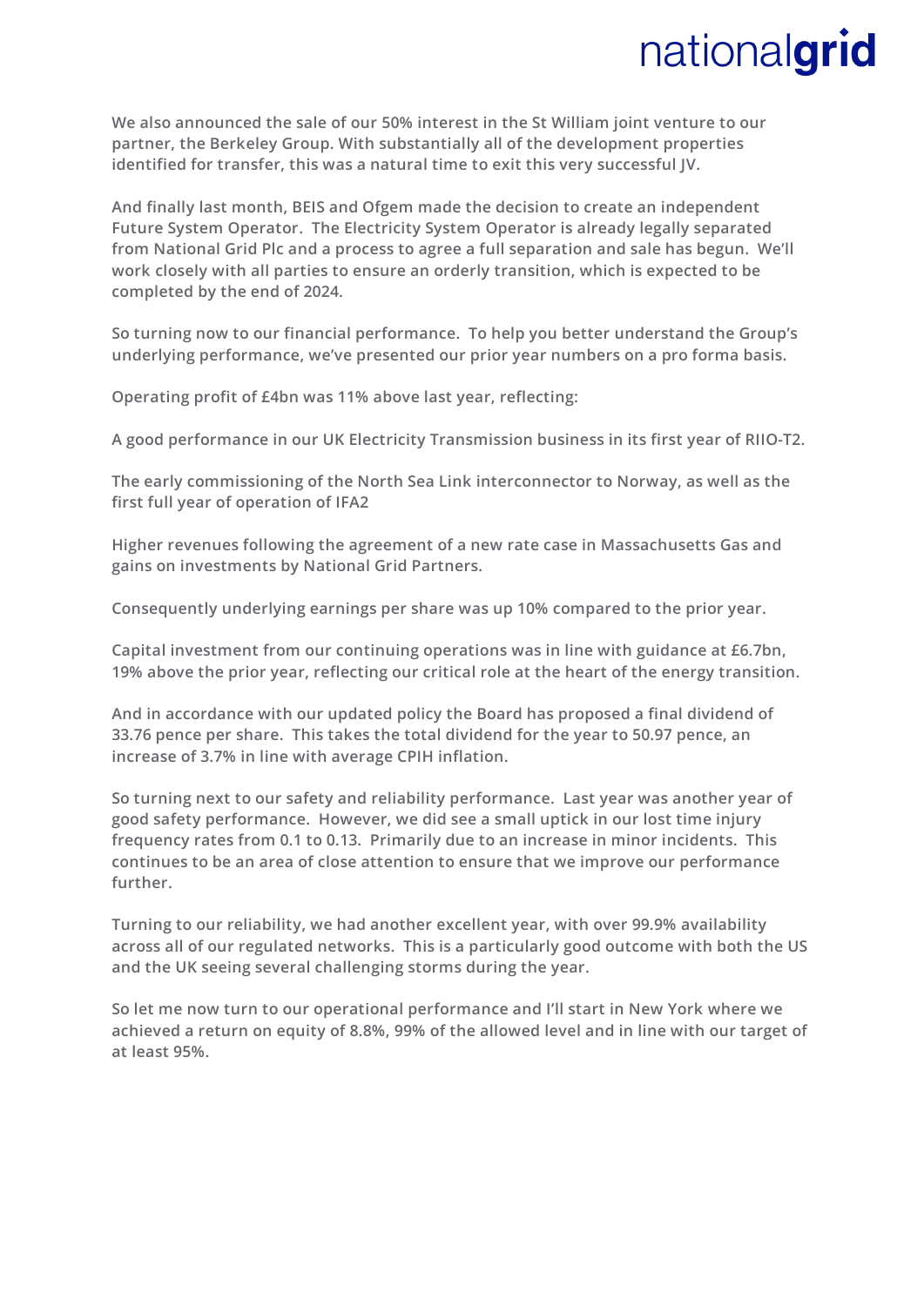We also announced the sale of our 50% interest in the St William joint venture to our partner, the Berkeley Group. With substantially all of the development properties identified for transfer, this was a natural time to exit this very successful JV.

And finally last month, BEIS and Ofgem made the decision to create an independent Future System Operator. The Electricity System Operator is already legally separated from National Grid Plc and a process to agree a full separation and sale has begun. We'll work closely with all parties to ensure an orderly transition, which is expected to be completed by the end of 2024.

So turning now to our financial performance. To help you better understand the Group's underlying performance, we've presented our prior year numbers on a pro forma basis.

Operating profit of £4bn was 11% above last year, reflecting:

A good performance in our UK Electricity Transmission business in its first year of RIIO-T2.

The early commissioning of the North Sea Link interconnector to Norway, as well as the first full year of operation of IFA2

Higher revenues following the agreement of a new rate case in Massachusetts Gas and gains on investments by National Grid Partners.

Consequently underlying earnings per share was up 10% compared to the prior year.

Capital investment from our continuing operations was in line with guidance at £6.7bn, 19% above the prior year, reflecting our critical role at the heart of the energy transition.

And in accordance with our updated policy the Board has proposed a final dividend of 33.76 pence per share. This takes the total dividend for the year to 50.97 pence, an increase of 3.7% in line with average CPIH inflation.

So turning next to our safety and reliability performance. Last year was another year of good safety performance. However, we did see a small uptick in our lost time injury frequency rates from 0.1 to 0.13. Primarily due to an increase in minor incidents. This continues to be an area of close attention to ensure that we improve our performance further.

Turning to our reliability, we had another excellent year, with over 99.9% availability across all of our regulated networks. This is a particularly good outcome with both the US and the UK seeing several challenging storms during the year.

So let me now turn to our operational performance and I'll start in New York where we achieved a return on equity of 8.8%, 99% of the allowed level and in line with our target of at least 95%.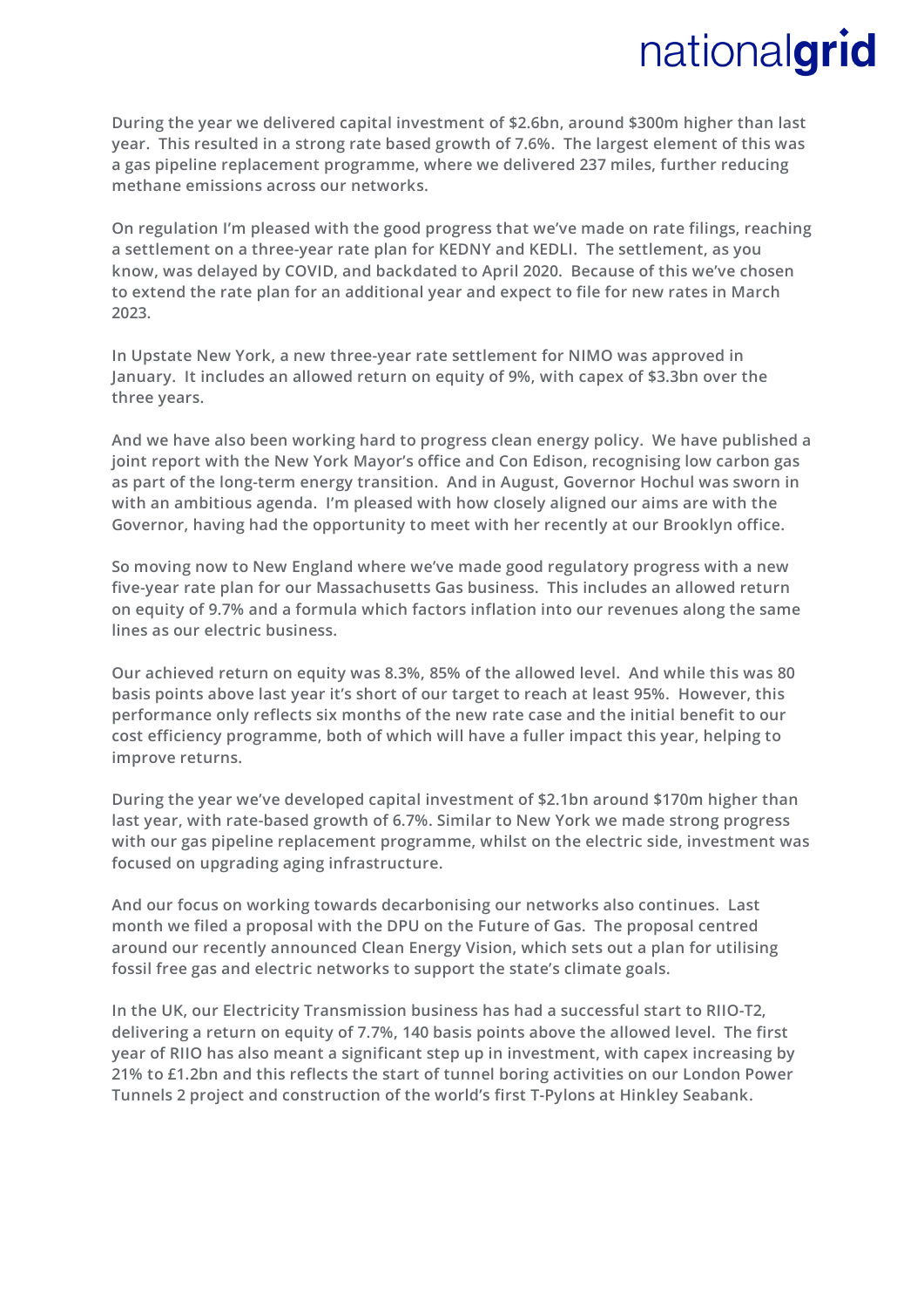During the year we delivered capital investment of $2.6bn, around $300m higher than last year. This resulted in a strong rate based growth of 7.6%. The largest element of this was a gas pipeline replacement programme, where we delivered 237 miles, further reducing methane emissions across our networks.

On regulation I'm pleased with the good progress that we've made on rate filings, reaching a settlement on a three-year rate plan for KEDNY and KEDLI. The settlement, as you know, was delayed by COVID, and backdated to April 2020. Because of this we've chosen to extend the rate plan for an additional year and expect to file for new rates in March 2023.

In Upstate New York, a new three-year rate settlement for NIMO was approved in January. It includes an allowed return on equity of 9%, with capex of $3.3bn over the three years.

And we have also been working hard to progress clean energy policy. We have published a joint report with the New York Mayor's office and Con Edison, recognising low carbon gas as part of the long-term energy transition. And in August, Governor Hochul was sworn in with an ambitious agenda. I'm pleased with how closely aligned our aims are with the Governor, having had the opportunity to meet with her recently at our Brooklyn office.

So moving now to New England where we've made good regulatory progress with a new five-year rate plan for our Massachusetts Gas business. This includes an allowed return on equity of 9.7% and a formula which factors inflation into our revenues along the same lines as our electric business.

Our achieved return on equity was 8.3%, 85% of the allowed level. And while this was 80 basis points above last year it's short of our target to reach at least 95%. However, this performance only reflects six months of the new rate case and the initial benefit to our cost efficiency programme, both of which will have a fuller impact this year, helping to improve returns.

During the year we've developed capital investment of $2.1bn around $170m higher than last year, with rate-based growth of 6.7%. Similar to New York we made strong progress with our gas pipeline replacement programme, whilst on the electric side, investment was focused on upgrading aging infrastructure.

And our focus on working towards decarbonising our networks also continues. Last month we filed a proposal with the DPU on the Future of Gas. The proposal centred around our recently announced Clean Energy Vision, which sets out a plan for utilising fossil free gas and electric networks to support the state's climate goals.

In the UK, our Electricity Transmission business has had a successful start to RIIO-T2, delivering a return on equity of 7.7%, 140 basis points above the allowed level. The first year of RIIO has also meant a significant step up in investment, with capex increasing by 21% to £1.2bn and this reflects the start of tunnel boring activities on our London Power Tunnels 2 project and construction of the world's first T-Pylons at Hinkley Seabank.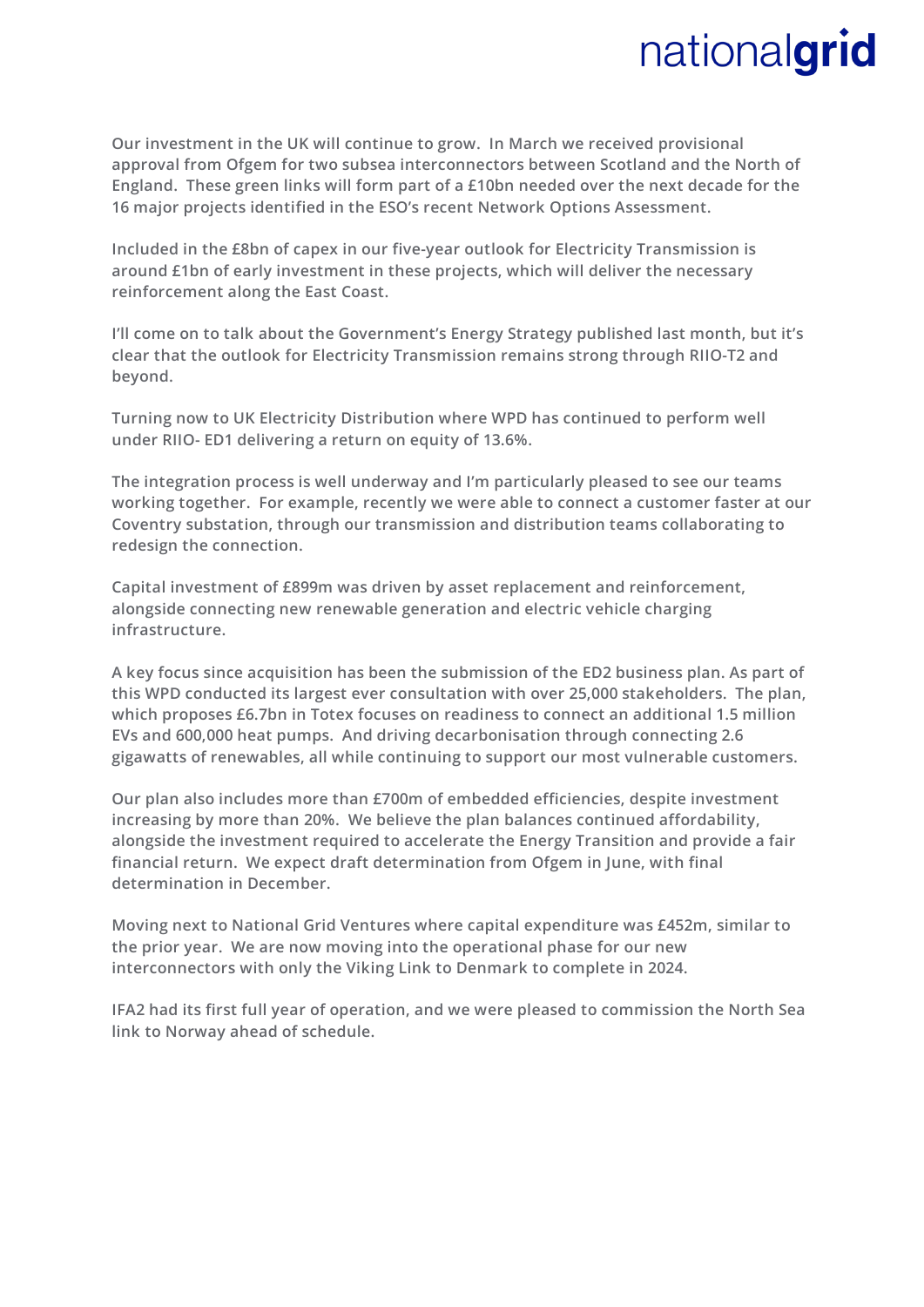Our investment in the UK will continue to grow. In March we received provisional approval from Ofgem for two subsea interconnectors between Scotland and the North of England. These green links will form part of a £10bn needed over the next decade for the 16 major projects identified in the ESO's recent Network Options Assessment.

Included in the £8bn of capex in our five-year outlook for Electricity Transmission is around £1bn of early investment in these projects, which will deliver the necessary reinforcement along the East Coast.

I'll come on to talk about the Government's Energy Strategy published last month, but it's clear that the outlook for Electricity Transmission remains strong through RIIO-T2 and beyond.

Turning now to UK Electricity Distribution where WPD has continued to perform well under RIIO- ED1 delivering a return on equity of 13.6%.

The integration process is well underway and I'm particularly pleased to see our teams working together. For example, recently we were able to connect a customer faster at our Coventry substation, through our transmission and distribution teams collaborating to redesign the connection.

Capital investment of £899m was driven by asset replacement and reinforcement, alongside connecting new renewable generation and electric vehicle charging infrastructure.

A key focus since acquisition has been the submission of the ED2 business plan. As part of this WPD conducted its largest ever consultation with over 25,000 stakeholders. The plan, which proposes £6.7bn in Totex focuses on readiness to connect an additional 1.5 million EVs and 600,000 heat pumps. And driving decarbonisation through connecting 2.6 gigawatts of renewables, all while continuing to support our most vulnerable customers.

Our plan also includes more than £700m of embedded efficiencies, despite investment increasing by more than 20%. We believe the plan balances continued affordability, alongside the investment required to accelerate the Energy Transition and provide a fair financial return. We expect draft determination from Ofgem in June, with final determination in December.

Moving next to National Grid Ventures where capital expenditure was £452m, similar to the prior year. We are now moving into the operational phase for our new interconnectors with only the Viking Link to Denmark to complete in 2024.

IFA2 had its first full year of operation, and we were pleased to commission the North Sea link to Norway ahead of schedule.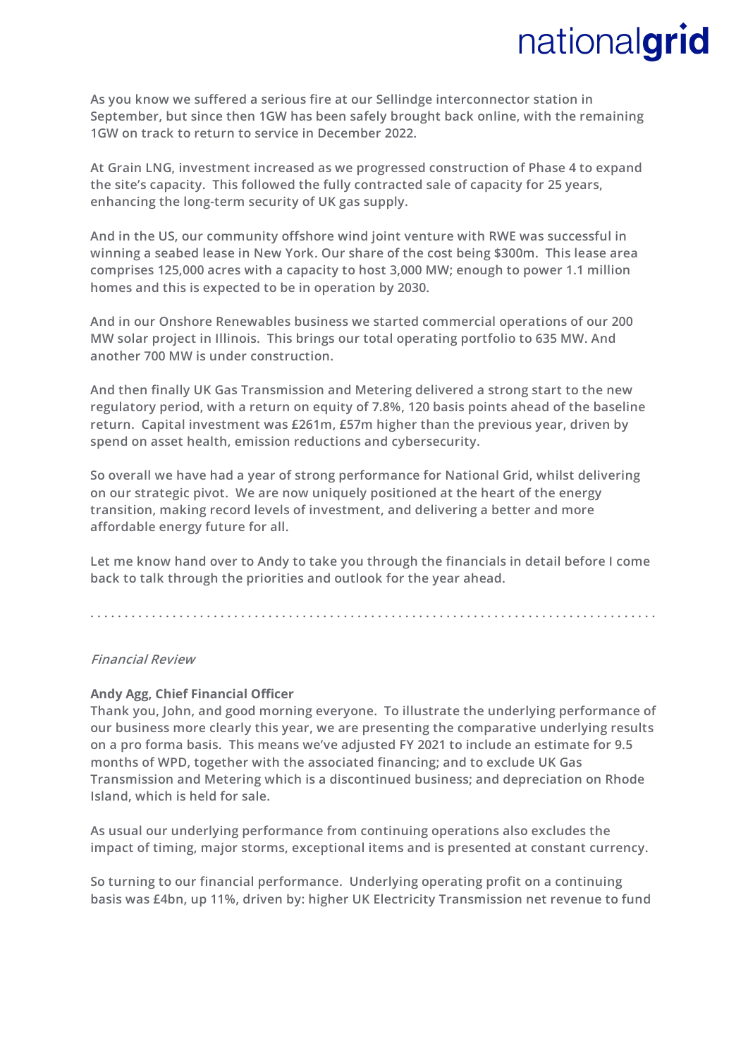**As you know we suffered a serious fire at our Sellindge interconnector station in September, but since then 1GW has been safely brought back online, with the remaining 1GW on track to return to service in December 2022.**

**At Grain LNG, investment increased as we progressed construction of Phase 4 to expand the site's capacity. This followed the fully contracted sale of capacity for 25 years, enhancing the long-term security of UK gas supply.**

**And in the US, our community offshore wind joint venture with RWE was successful in winning a seabed lease in New York. Our share of the cost being $300m. This lease area comprises 125,000 acres with a capacity to host 3,000 MW; enough to power 1.1 million homes and this is expected to be in operation by 2030.**

**And in our Onshore Renewables business we started commercial operations of our 200 MW solar project in Illinois. This brings our total operating portfolio to 635 MW. And another 700 MW is under construction.**

**And then finally UK Gas Transmission and Metering delivered a strong start to the new regulatory period, with a return on equity of 7.8%, 120 basis points ahead of the baseline return. Capital investment was £261m, £57m higher than the previous year, driven by spend on asset health, emission reductions and cybersecurity.**

**So overall we have had a year of strong performance for National Grid, whilst delivering on our strategic pivot. We are now uniquely positioned at the heart of the energy transition, making record levels of investment, and delivering a better and more affordable energy future for all.**

**Let me know hand over to Andy to take you through the financials in detail before I come back to talk through the priorities and outlook for the year ahead.**

. . . . . . . . . . . . . . . . . . . . . . . . . . . . . . . . . . . . . . . . . . . . . . . . . . . . . . . . . . . . . . . . . . . . . . . . . . . . . .

*Financial Review*

**Andy Agg, Chief Financial Officer**
**Thank you, John, and good morning everyone. To illustrate the underlying performance of our business more clearly this year, we are presenting the comparative underlying results on a pro forma basis. This means we've adjusted FY 2021 to include an estimate for 9.5 months of WPD, together with the associated financing; and to exclude UK Gas Transmission and Metering which is a discontinued business; and depreciation on Rhode Island, which is held for sale.**

**As usual our underlying performance from continuing operations also excludes the impact of timing, major storms, exceptional items and is presented at constant currency.**

**So turning to our financial performance. Underlying operating profit on a continuing basis was £4bn, up 11%, driven by: higher UK Electricity Transmission net revenue to fund**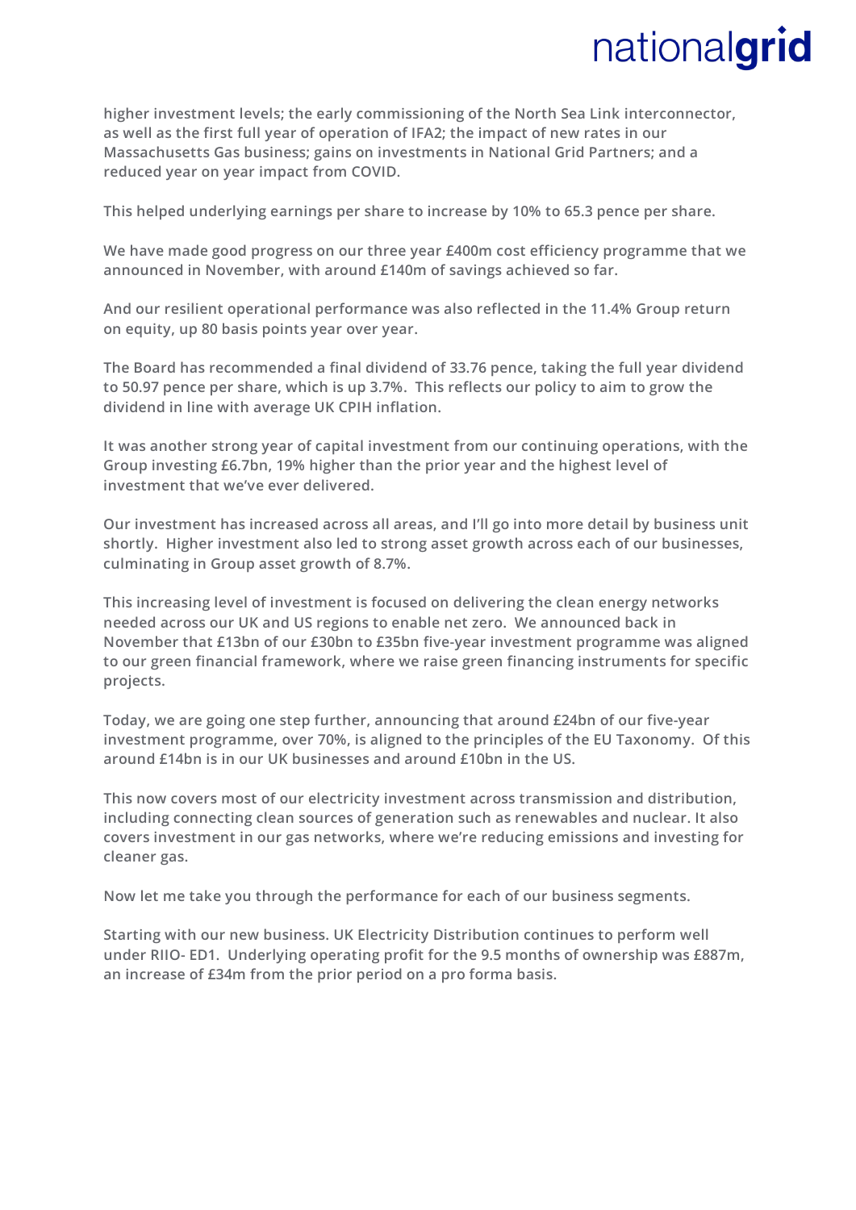**higher investment levels; the early commissioning of the North Sea Link interconnector, as well as the first full year of operation of IFA2; the impact of new rates in our Massachusetts Gas business; gains on investments in National Grid Partners; and a reduced year on year impact from COVID.**

**This helped underlying earnings per share to increase by 10% to 65.3 pence per share.**

**We have made good progress on our three year £400m cost efficiency programme that we announced in November, with around £140m of savings achieved so far.**

**And our resilient operational performance was also reflected in the 11.4% Group return on equity, up 80 basis points year over year.**

**The Board has recommended a final dividend of 33.76 pence, taking the full year dividend to 50.97 pence per share, which is up 3.7%. This reflects our policy to aim to grow the dividend in line with average UK CPIH inflation.**

**It was another strong year of capital investment from our continuing operations, with the Group investing £6.7bn, 19% higher than the prior year and the highest level of investment that we've ever delivered.**

**Our investment has increased across all areas, and I'll go into more detail by business unit shortly. Higher investment also led to strong asset growth across each of our businesses, culminating in Group asset growth of 8.7%.**

**This increasing level of investment is focused on delivering the clean energy networks needed across our UK and US regions to enable net zero. We announced back in November that £13bn of our £30bn to £35bn five-year investment programme was aligned to our green financial framework, where we raise green financing instruments for specific projects.**

**Today, we are going one step further, announcing that around £24bn of our five-year investment programme, over 70%, is aligned to the principles of the EU Taxonomy. Of this around £14bn is in our UK businesses and around £10bn in the US.**

**This now covers most of our electricity investment across transmission and distribution, including connecting clean sources of generation such as renewables and nuclear. It also covers investment in our gas networks, where we're reducing emissions and investing for cleaner gas.**

**Now let me take you through the performance for each of our business segments.**

**Starting with our new business. UK Electricity Distribution continues to perform well under RIIO- ED1. Underlying operating profit for the 9.5 months of ownership was £887m, an increase of £34m from the prior period on a pro forma basis.**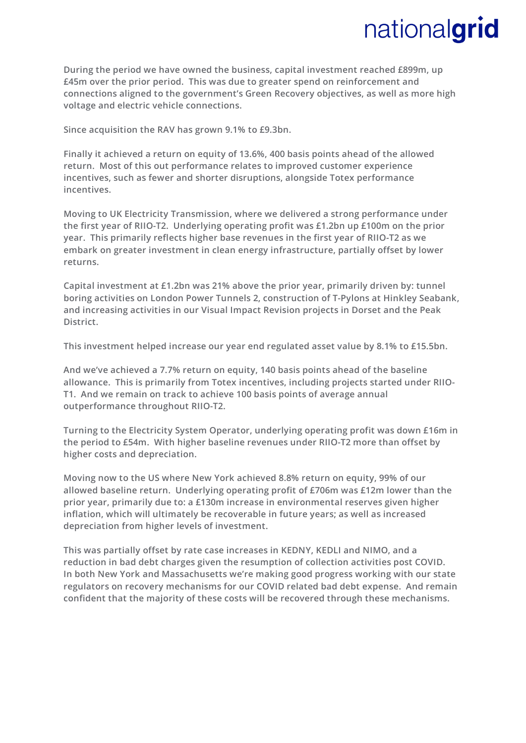During the period we have owned the business, capital investment reached £899m, up £45m over the prior period. This was due to greater spend on reinforcement and connections aligned to the government's Green Recovery objectives, as well as more high voltage and electric vehicle connections.

Since acquisition the RAV has grown 9.1% to £9.3bn.

Finally it achieved a return on equity of 13.6%, 400 basis points ahead of the allowed return. Most of this out performance relates to improved customer experience incentives, such as fewer and shorter disruptions, alongside Totex performance incentives.

Moving to UK Electricity Transmission, where we delivered a strong performance under the first year of RIIO-T2. Underlying operating profit was £1.2bn up £100m on the prior year. This primarily reflects higher base revenues in the first year of RIIO-T2 as we embark on greater investment in clean energy infrastructure, partially offset by lower returns.

Capital investment at £1.2bn was 21% above the prior year, primarily driven by: tunnel boring activities on London Power Tunnels 2, construction of T-Pylons at Hinkley Seabank, and increasing activities in our Visual Impact Revision projects in Dorset and the Peak District.

This investment helped increase our year end regulated asset value by 8.1% to £15.5bn.

And we've achieved a 7.7% return on equity, 140 basis points ahead of the baseline allowance. This is primarily from Totex incentives, including projects started under RIIO-T1. And we remain on track to achieve 100 basis points of average annual outperformance throughout RIIO-T2.

Turning to the Electricity System Operator, underlying operating profit was down £16m in the period to £54m. With higher baseline revenues under RIIO-T2 more than offset by higher costs and depreciation.

Moving now to the US where New York achieved 8.8% return on equity, 99% of our allowed baseline return. Underlying operating profit of £706m was £12m lower than the prior year, primarily due to: a £130m increase in environmental reserves given higher inflation, which will ultimately be recoverable in future years; as well as increased depreciation from higher levels of investment.

This was partially offset by rate case increases in KEDNY, KEDLI and NIMO, and a reduction in bad debt charges given the resumption of collection activities post COVID. In both New York and Massachusetts we're making good progress working with our state regulators on recovery mechanisms for our COVID related bad debt expense. And remain confident that the majority of these costs will be recovered through these mechanisms.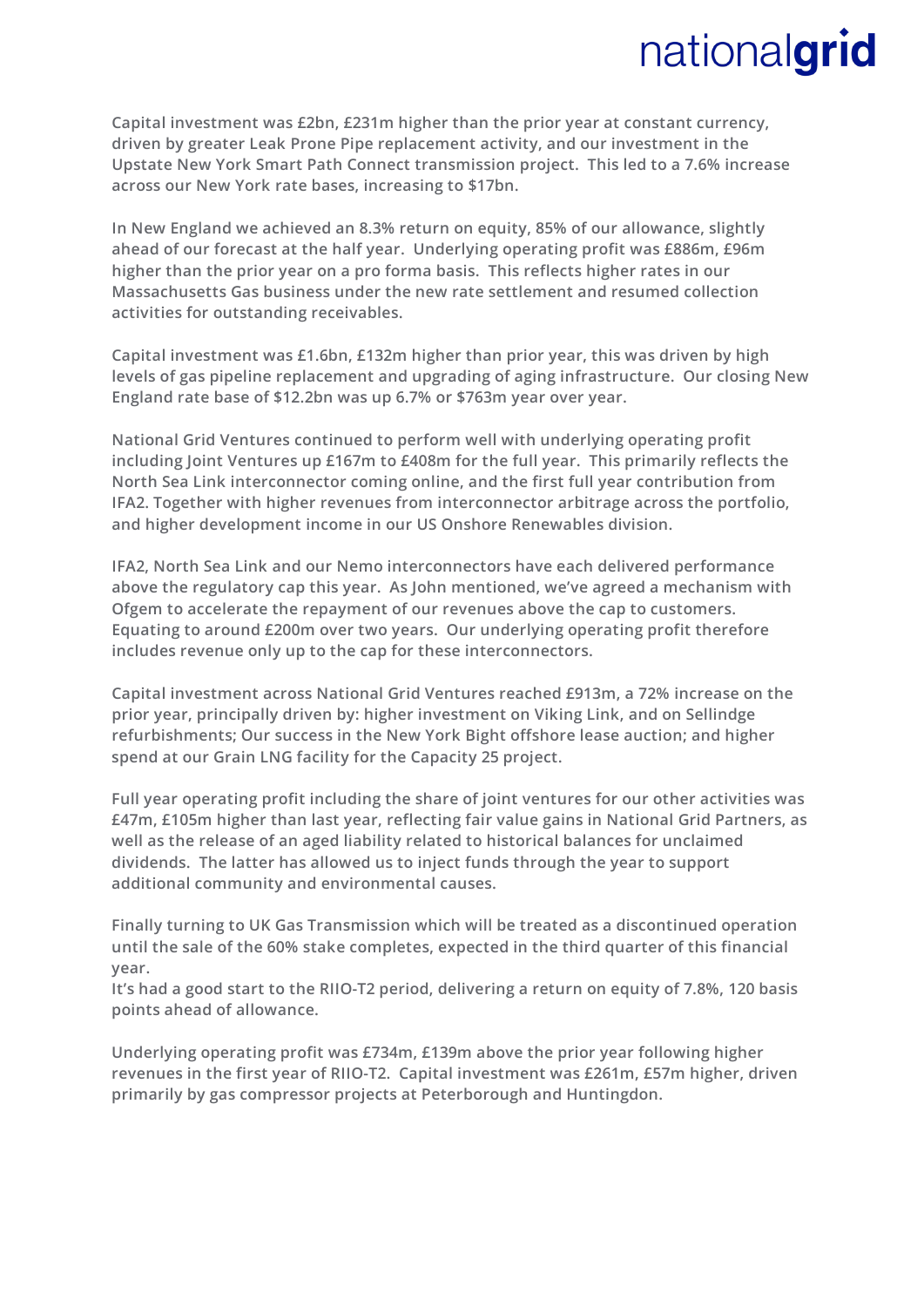Capital investment was £2bn, £231m higher than the prior year at constant currency, driven by greater Leak Prone Pipe replacement activity, and our investment in the Upstate New York Smart Path Connect transmission project. This led to a 7.6% increase across our New York rate bases, increasing to $17bn.

In New England we achieved an 8.3% return on equity, 85% of our allowance, slightly ahead of our forecast at the half year. Underlying operating profit was £886m, £96m higher than the prior year on a pro forma basis. This reflects higher rates in our Massachusetts Gas business under the new rate settlement and resumed collection activities for outstanding receivables.

Capital investment was £1.6bn, £132m higher than prior year, this was driven by high levels of gas pipeline replacement and upgrading of aging infrastructure. Our closing New England rate base of $12.2bn was up 6.7% or $763m year over year.

National Grid Ventures continued to perform well with underlying operating profit including Joint Ventures up £167m to £408m for the full year. This primarily reflects the North Sea Link interconnector coming online, and the first full year contribution from IFA2. Together with higher revenues from interconnector arbitrage across the portfolio, and higher development income in our US Onshore Renewables division.

IFA2, North Sea Link and our Nemo interconnectors have each delivered performance above the regulatory cap this year. As John mentioned, we've agreed a mechanism with Ofgem to accelerate the repayment of our revenues above the cap to customers. Equating to around £200m over two years. Our underlying operating profit therefore includes revenue only up to the cap for these interconnectors.

Capital investment across National Grid Ventures reached £913m, a 72% increase on the prior year, principally driven by: higher investment on Viking Link, and on Sellindge refurbishments; Our success in the New York Bight offshore lease auction; and higher spend at our Grain LNG facility for the Capacity 25 project.

Full year operating profit including the share of joint ventures for our other activities was £47m, £105m higher than last year, reflecting fair value gains in National Grid Partners, as well as the release of an aged liability related to historical balances for unclaimed dividends. The latter has allowed us to inject funds through the year to support additional community and environmental causes.

Finally turning to UK Gas Transmission which will be treated as a discontinued operation until the sale of the 60% stake completes, expected in the third quarter of this financial year.
It's had a good start to the RIIO-T2 period, delivering a return on equity of 7.8%, 120 basis points ahead of allowance.

Underlying operating profit was £734m, £139m above the prior year following higher revenues in the first year of RIIO-T2. Capital investment was £261m, £57m higher, driven primarily by gas compressor projects at Peterborough and Huntingdon.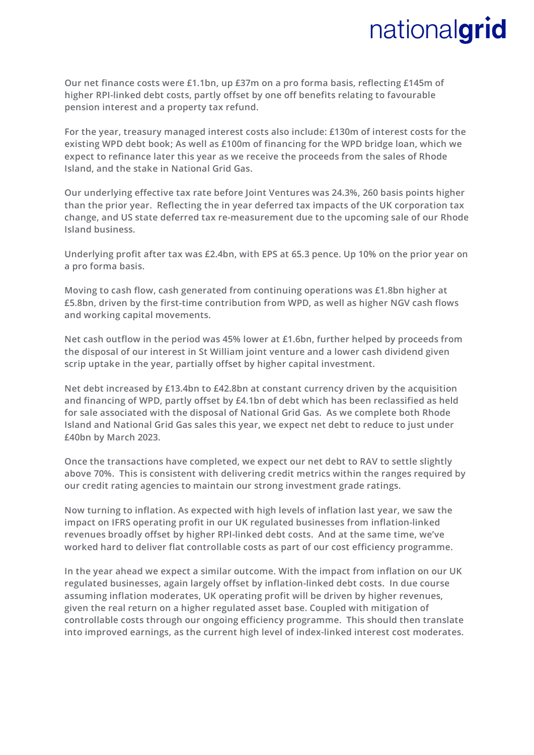Our net finance costs were £1.1bn, up £37m on a pro forma basis, reflecting £145m of higher RPI-linked debt costs, partly offset by one off benefits relating to favourable pension interest and a property tax refund.

For the year, treasury managed interest costs also include: £130m of interest costs for the existing WPD debt book; As well as £100m of financing for the WPD bridge loan, which we expect to refinance later this year as we receive the proceeds from the sales of Rhode Island, and the stake in National Grid Gas.

Our underlying effective tax rate before Joint Ventures was 24.3%, 260 basis points higher than the prior year. Reflecting the in year deferred tax impacts of the UK corporation tax change, and US state deferred tax re-measurement due to the upcoming sale of our Rhode Island business.

Underlying profit after tax was £2.4bn, with EPS at 65.3 pence. Up 10% on the prior year on a pro forma basis.

Moving to cash flow, cash generated from continuing operations was £1.8bn higher at £5.8bn, driven by the first-time contribution from WPD, as well as higher NGV cash flows and working capital movements.

Net cash outflow in the period was 45% lower at £1.6bn, further helped by proceeds from the disposal of our interest in St William joint venture and a lower cash dividend given scrip uptake in the year, partially offset by higher capital investment.

Net debt increased by £13.4bn to £42.8bn at constant currency driven by the acquisition and financing of WPD, partly offset by £4.1bn of debt which has been reclassified as held for sale associated with the disposal of National Grid Gas. As we complete both Rhode Island and National Grid Gas sales this year, we expect net debt to reduce to just under £40bn by March 2023.

Once the transactions have completed, we expect our net debt to RAV to settle slightly above 70%. This is consistent with delivering credit metrics within the ranges required by our credit rating agencies to maintain our strong investment grade ratings.

Now turning to inflation. As expected with high levels of inflation last year, we saw the impact on IFRS operating profit in our UK regulated businesses from inflation-linked revenues broadly offset by higher RPI-linked debt costs. And at the same time, we've worked hard to deliver flat controllable costs as part of our cost efficiency programme.

In the year ahead we expect a similar outcome. With the impact from inflation on our UK regulated businesses, again largely offset by inflation-linked debt costs. In due course assuming inflation moderates, UK operating profit will be driven by higher revenues, given the real return on a higher regulated asset base. Coupled with mitigation of controllable costs through our ongoing efficiency programme. This should then translate into improved earnings, as the current high level of index-linked interest cost moderates.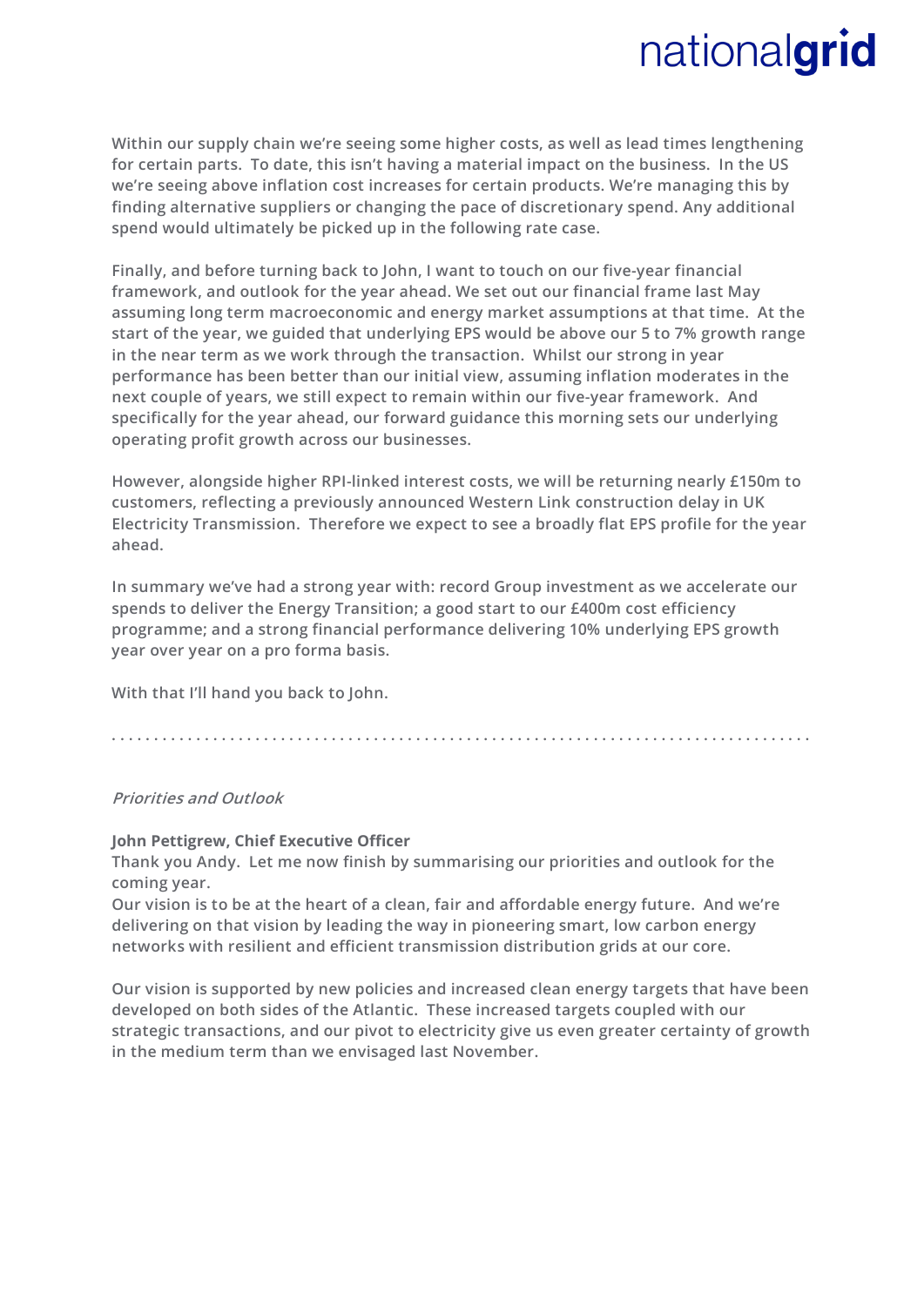Within our supply chain we're seeing some higher costs, as well as lead times lengthening for certain parts. To date, this isn't having a material impact on the business. In the US we're seeing above inflation cost increases for certain products. We're managing this by finding alternative suppliers or changing the pace of discretionary spend. Any additional spend would ultimately be picked up in the following rate case.

Finally, and before turning back to John, I want to touch on our five-year financial framework, and outlook for the year ahead. We set out our financial frame last May assuming long term macroeconomic and energy market assumptions at that time. At the start of the year, we guided that underlying EPS would be above our 5 to 7% growth range in the near term as we work through the transaction. Whilst our strong in year performance has been better than our initial view, assuming inflation moderates in the next couple of years, we still expect to remain within our five-year framework. And specifically for the year ahead, our forward guidance this morning sets our underlying operating profit growth across our businesses.

However, alongside higher RPI-linked interest costs, we will be returning nearly £150m to customers, reflecting a previously announced Western Link construction delay in UK Electricity Transmission. Therefore we expect to see a broadly flat EPS profile for the year ahead.

In summary we've had a strong year with: record Group investment as we accelerate our spends to deliver the Energy Transition; a good start to our £400m cost efficiency programme; and a strong financial performance delivering 10% underlying EPS growth year over year on a pro forma basis.

With that I'll hand you back to John.

---

*Priorities and Outlook*

**John Pettigrew, Chief Executive Officer**

Thank you Andy. Let me now finish by summarising our priorities and outlook for the coming year.

Our vision is to be at the heart of a clean, fair and affordable energy future. And we're delivering on that vision by leading the way in pioneering smart, low carbon energy networks with resilient and efficient transmission distribution grids at our core.

Our vision is supported by new policies and increased clean energy targets that have been developed on both sides of the Atlantic. These increased targets coupled with our strategic transactions, and our pivot to electricity give us even greater certainty of growth in the medium term than we envisaged last November.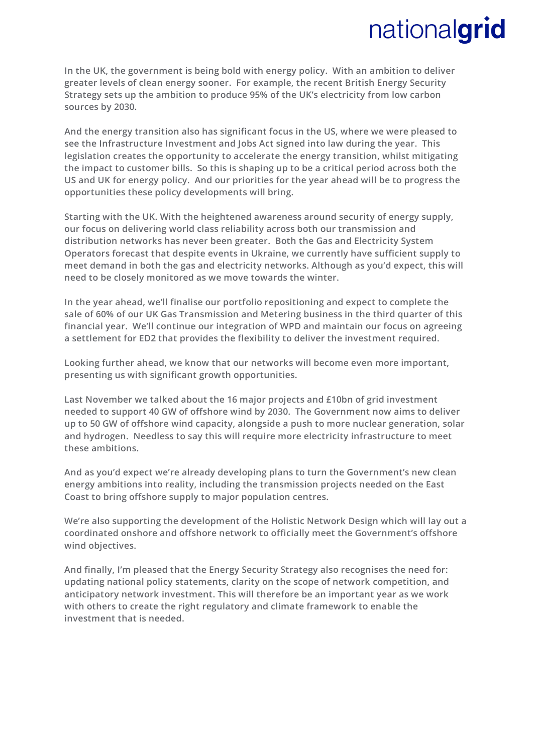In the UK, the government is being bold with energy policy. With an ambition to deliver greater levels of clean energy sooner. For example, the recent British Energy Security Strategy sets up the ambition to produce 95% of the UK's electricity from low carbon sources by 2030.

And the energy transition also has significant focus in the US, where we were pleased to see the Infrastructure Investment and Jobs Act signed into law during the year. This legislation creates the opportunity to accelerate the energy transition, whilst mitigating the impact to customer bills. So this is shaping up to be a critical period across both the US and UK for energy policy. And our priorities for the year ahead will be to progress the opportunities these policy developments will bring.

Starting with the UK. With the heightened awareness around security of energy supply, our focus on delivering world class reliability across both our transmission and distribution networks has never been greater. Both the Gas and Electricity System Operators forecast that despite events in Ukraine, we currently have sufficient supply to meet demand in both the gas and electricity networks. Although as you'd expect, this will need to be closely monitored as we move towards the winter.

In the year ahead, we'll finalise our portfolio repositioning and expect to complete the sale of 60% of our UK Gas Transmission and Metering business in the third quarter of this financial year. We'll continue our integration of WPD and maintain our focus on agreeing a settlement for ED2 that provides the flexibility to deliver the investment required.

Looking further ahead, we know that our networks will become even more important, presenting us with significant growth opportunities.

Last November we talked about the 16 major projects and £10bn of grid investment needed to support 40 GW of offshore wind by 2030. The Government now aims to deliver up to 50 GW of offshore wind capacity, alongside a push to more nuclear generation, solar and hydrogen. Needless to say this will require more electricity infrastructure to meet these ambitions.

And as you'd expect we're already developing plans to turn the Government's new clean energy ambitions into reality, including the transmission projects needed on the East Coast to bring offshore supply to major population centres.

We're also supporting the development of the Holistic Network Design which will lay out a coordinated onshore and offshore network to officially meet the Government's offshore wind objectives.

And finally, I'm pleased that the Energy Security Strategy also recognises the need for: updating national policy statements, clarity on the scope of network competition, and anticipatory network investment. This will therefore be an important year as we work with others to create the right regulatory and climate framework to enable the investment that is needed.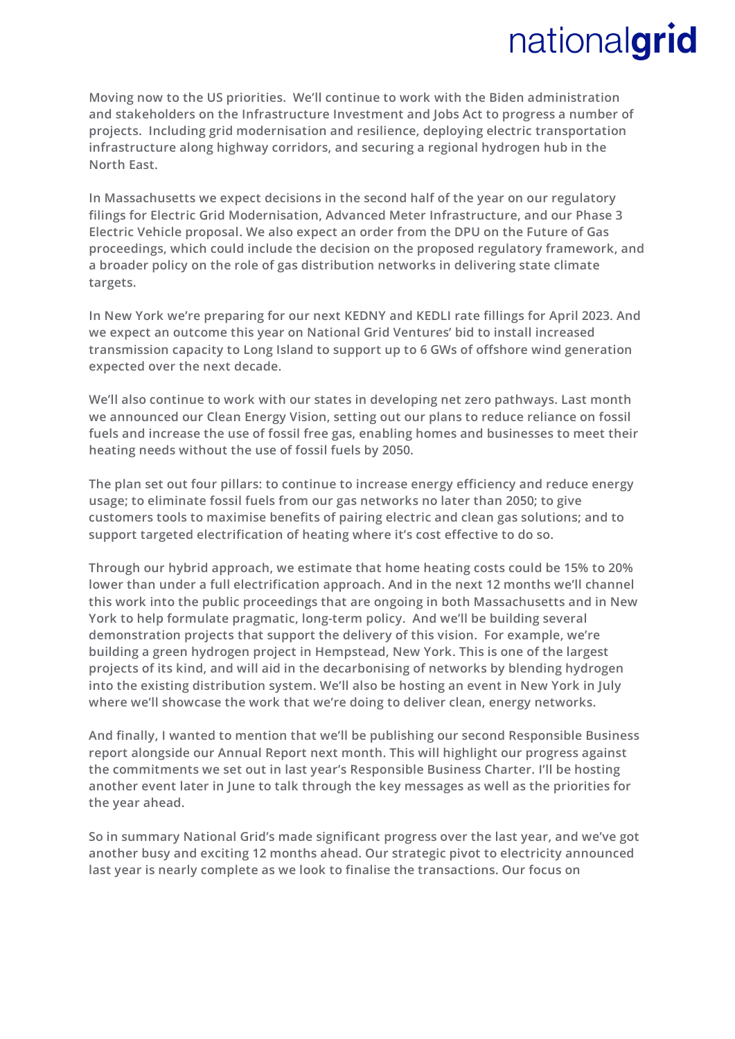Moving now to the US priorities. We'll continue to work with the Biden administration and stakeholders on the Infrastructure Investment and Jobs Act to progress a number of projects. Including grid modernisation and resilience, deploying electric transportation infrastructure along highway corridors, and securing a regional hydrogen hub in the North East.

In Massachusetts we expect decisions in the second half of the year on our regulatory filings for Electric Grid Modernisation, Advanced Meter Infrastructure, and our Phase 3 Electric Vehicle proposal. We also expect an order from the DPU on the Future of Gas proceedings, which could include the decision on the proposed regulatory framework, and a broader policy on the role of gas distribution networks in delivering state climate targets.

In New York we're preparing for our next KEDNY and KEDLI rate fillings for April 2023. And we expect an outcome this year on National Grid Ventures' bid to install increased transmission capacity to Long Island to support up to 6 GWs of offshore wind generation expected over the next decade.

We'll also continue to work with our states in developing net zero pathways. Last month we announced our Clean Energy Vision, setting out our plans to reduce reliance on fossil fuels and increase the use of fossil free gas, enabling homes and businesses to meet their heating needs without the use of fossil fuels by 2050.

The plan set out four pillars: to continue to increase energy efficiency and reduce energy usage; to eliminate fossil fuels from our gas networks no later than 2050; to give customers tools to maximise benefits of pairing electric and clean gas solutions; and to support targeted electrification of heating where it's cost effective to do so.

Through our hybrid approach, we estimate that home heating costs could be 15% to 20% lower than under a full electrification approach. And in the next 12 months we'll channel this work into the public proceedings that are ongoing in both Massachusetts and in New York to help formulate pragmatic, long-term policy. And we'll be building several demonstration projects that support the delivery of this vision. For example, we're building a green hydrogen project in Hempstead, New York. This is one of the largest projects of its kind, and will aid in the decarbonising of networks by blending hydrogen into the existing distribution system. We'll also be hosting an event in New York in July where we'll showcase the work that we're doing to deliver clean, energy networks.

And finally, I wanted to mention that we'll be publishing our second Responsible Business report alongside our Annual Report next month. This will highlight our progress against the commitments we set out in last year's Responsible Business Charter. I'll be hosting another event later in June to talk through the key messages as well as the priorities for the year ahead.

So in summary National Grid's made significant progress over the last year, and we've got another busy and exciting 12 months ahead. Our strategic pivot to electricity announced last year is nearly complete as we look to finalise the transactions. Our focus on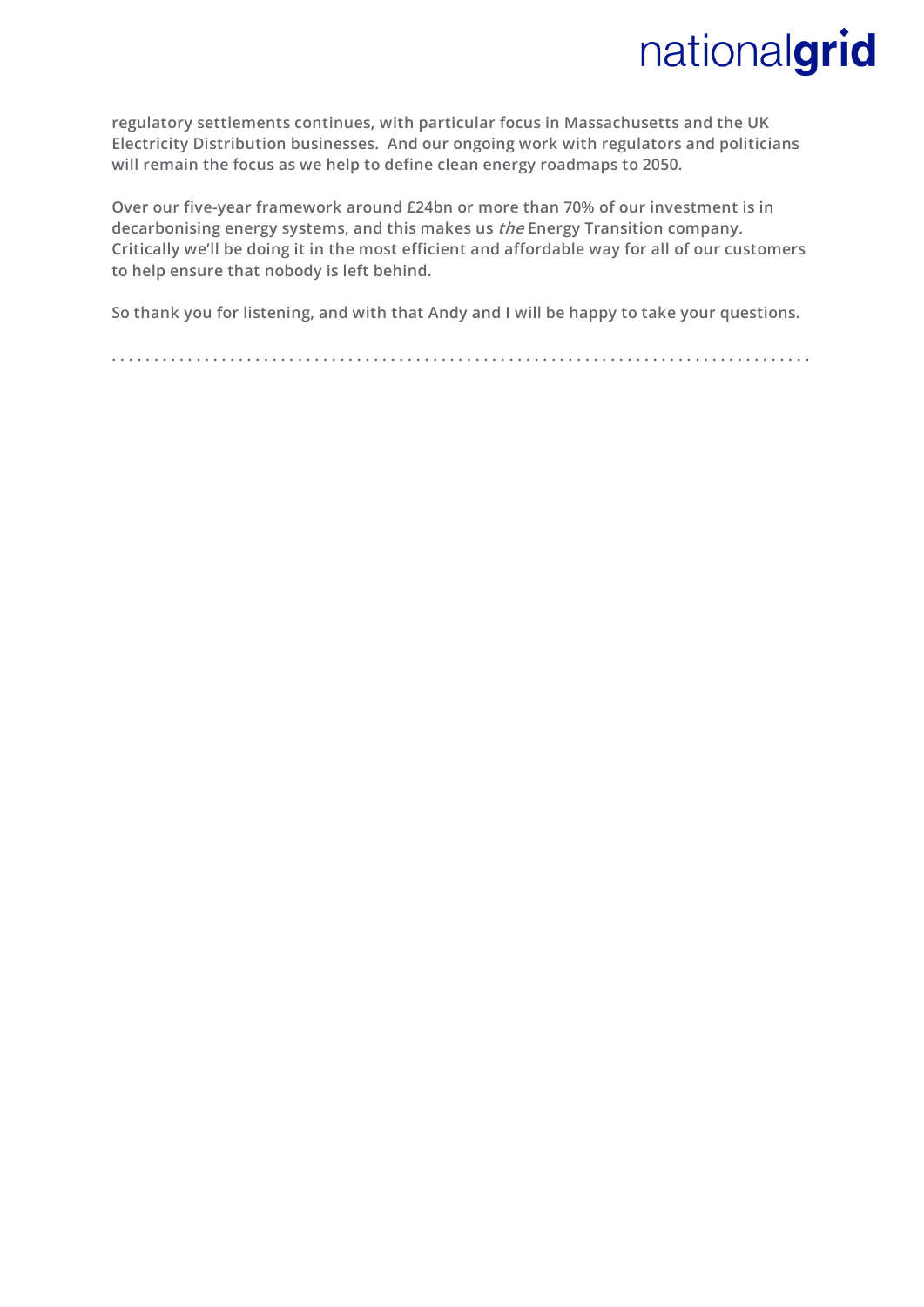regulatory settlements continues, with particular focus in Massachusetts and the UK Electricity Distribution businesses. And our ongoing work with regulators and politicians will remain the focus as we help to define clean energy roadmaps to 2050.

Over our five-year framework around £24bn or more than 70% of our investment is in decarbonising energy systems, and this makes us *the* Energy Transition company. Critically we'll be doing it in the most efficient and affordable way for all of our customers to help ensure that nobody is left behind.

So thank you for listening, and with that Andy and I will be happy to take your questions.

. . . . . . . . . . . . . . . . . . . . . . . . . . . . . . . . . . . . . . . . . . . . . . . . . . . . . . . . . . . . . . . . . . . . . . . . . . . . . . .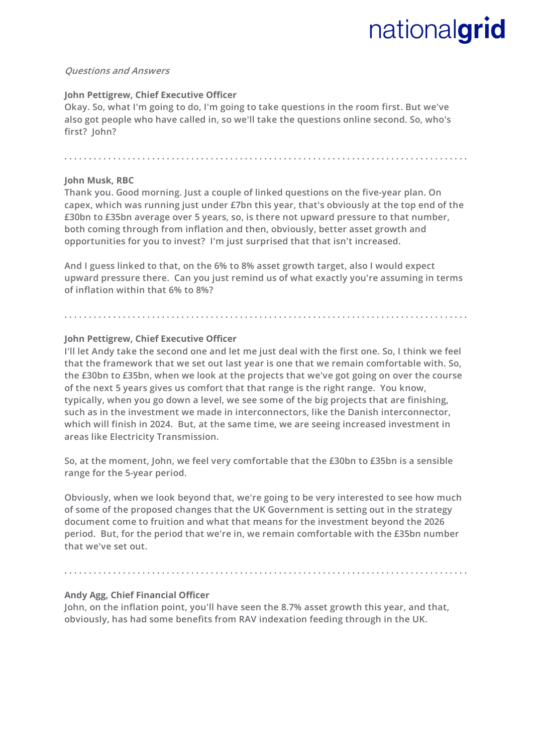*Questions and Answers*

**John Pettigrew, Chief Executive Officer**

**Okay. So, what I'm going to do, I'm going to take questions in the room first. But we've also got people who have called in, so we'll take the questions online second. So, who's first? John?**

. . . . . . . . . . . . . . . . . . . . . . . . . . . . . . . . . . . . . . . . . . . . . . . . . . . . . . . . . . . . . . . . . . . . . . . . . . . . . . . .

**John Musk, RBC**

**Thank you. Good morning. Just a couple of linked questions on the five-year plan. On capex, which was running just under £7bn this year, that's obviously at the top end of the £30bn to £35bn average over 5 years, so, is there not upward pressure to that number, both coming through from inflation and then, obviously, better asset growth and opportunities for you to invest? I'm just surprised that that isn't increased.**

**And I guess linked to that, on the 6% to 8% asset growth target, also I would expect upward pressure there. Can you just remind us of what exactly you're assuming in terms of inflation within that 6% to 8%?**

. . . . . . . . . . . . . . . . . . . . . . . . . . . . . . . . . . . . . . . . . . . . . . . . . . . . . . . . . . . . . . . . . . . . . . . . . . . . . . . .

**John Pettigrew, Chief Executive Officer**

**I'll let Andy take the second one and let me just deal with the first one. So, I think we feel that the framework that we set out last year is one that we remain comfortable with. So, the £30bn to £35bn, when we look at the projects that we've got going on over the course of the next 5 years gives us comfort that that range is the right range. You know, typically, when you go down a level, we see some of the big projects that are finishing, such as in the investment we made in interconnectors, like the Danish interconnector, which will finish in 2024. But, at the same time, we are seeing increased investment in areas like Electricity Transmission.**

**So, at the moment, John, we feel very comfortable that the £30bn to £35bn is a sensible range for the 5-year period.**

**Obviously, when we look beyond that, we're going to be very interested to see how much of some of the proposed changes that the UK Government is setting out in the strategy document come to fruition and what that means for the investment beyond the 2026 period. But, for the period that we're in, we remain comfortable with the £35bn number that we've set out.**

. . . . . . . . . . . . . . . . . . . . . . . . . . . . . . . . . . . . . . . . . . . . . . . . . . . . . . . . . . . . . . . . . . . . . . . . . . . . . . . .

**Andy Agg, Chief Financial Officer**

**John, on the inflation point, you'll have seen the 8.7% asset growth this year, and that, obviously, has had some benefits from RAV indexation feeding through in the UK.**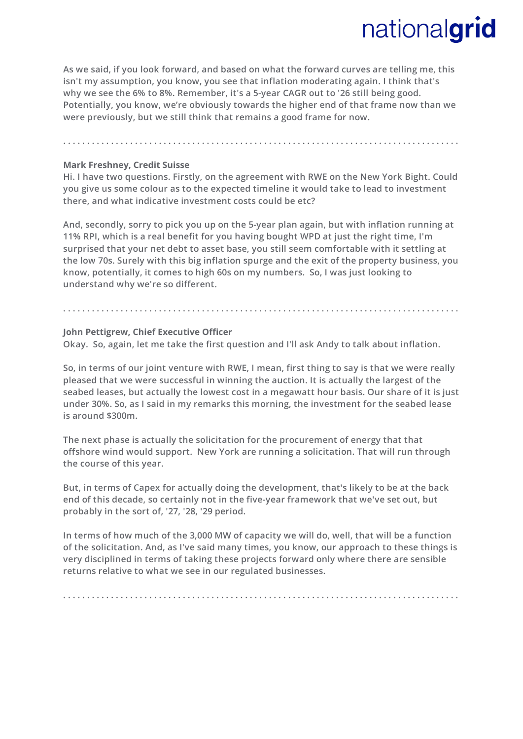As we said, if you look forward, and based on what the forward curves are telling me, this isn't my assumption, you know, you see that inflation moderating again. I think that's why we see the 6% to 8%. Remember, it's a 5-year CAGR out to '26 still being good. Potentially, you know, we're obviously towards the higher end of that frame now than we were previously, but we still think that remains a good frame for now.

. . . . . . . . . . . . . . . . . . . . . . . . . . . . . . . . . . . . . . . . . . . . . . . . . . . . . . . . . . . . . . . . . . . . . . . . . . . . . . . .

**Mark Freshney, Credit Suisse**
Hi. I have two questions. Firstly, on the agreement with RWE on the New York Bight. Could you give us some colour as to the expected timeline it would take to lead to investment there, and what indicative investment costs could be etc?

And, secondly, sorry to pick you up on the 5-year plan again, but with inflation running at 11% RPI, which is a real benefit for you having bought WPD at just the right time, I'm surprised that your net debt to asset base, you still seem comfortable with it settling at the low 70s. Surely with this big inflation spurge and the exit of the property business, you know, potentially, it comes to high 60s on my numbers. So, I was just looking to understand why we're so different.

. . . . . . . . . . . . . . . . . . . . . . . . . . . . . . . . . . . . . . . . . . . . . . . . . . . . . . . . . . . . . . . . . . . . . . . . . . . . . . . .

**John Pettigrew, Chief Executive Officer**
Okay. So, again, let me take the first question and I'll ask Andy to talk about inflation.

So, in terms of our joint venture with RWE, I mean, first thing to say is that we were really pleased that we were successful in winning the auction. It is actually the largest of the seabed leases, but actually the lowest cost in a megawatt hour basis. Our share of it is just under 30%. So, as I said in my remarks this morning, the investment for the seabed lease is around $300m.

The next phase is actually the solicitation for the procurement of energy that that offshore wind would support. New York are running a solicitation. That will run through the course of this year.

But, in terms of Capex for actually doing the development, that's likely to be at the back end of this decade, so certainly not in the five-year framework that we've set out, but probably in the sort of, '27, '28, '29 period.

In terms of how much of the 3,000 MW of capacity we will do, well, that will be a function of the solicitation. And, as I've said many times, you know, our approach to these things is very disciplined in terms of taking these projects forward only where there are sensible returns relative to what we see in our regulated businesses.

. . . . . . . . . . . . . . . . . . . . . . . . . . . . . . . . . . . . . . . . . . . . . . . . . . . . . . . . . . . . . . . . . . . . . . . . . . . . . . . .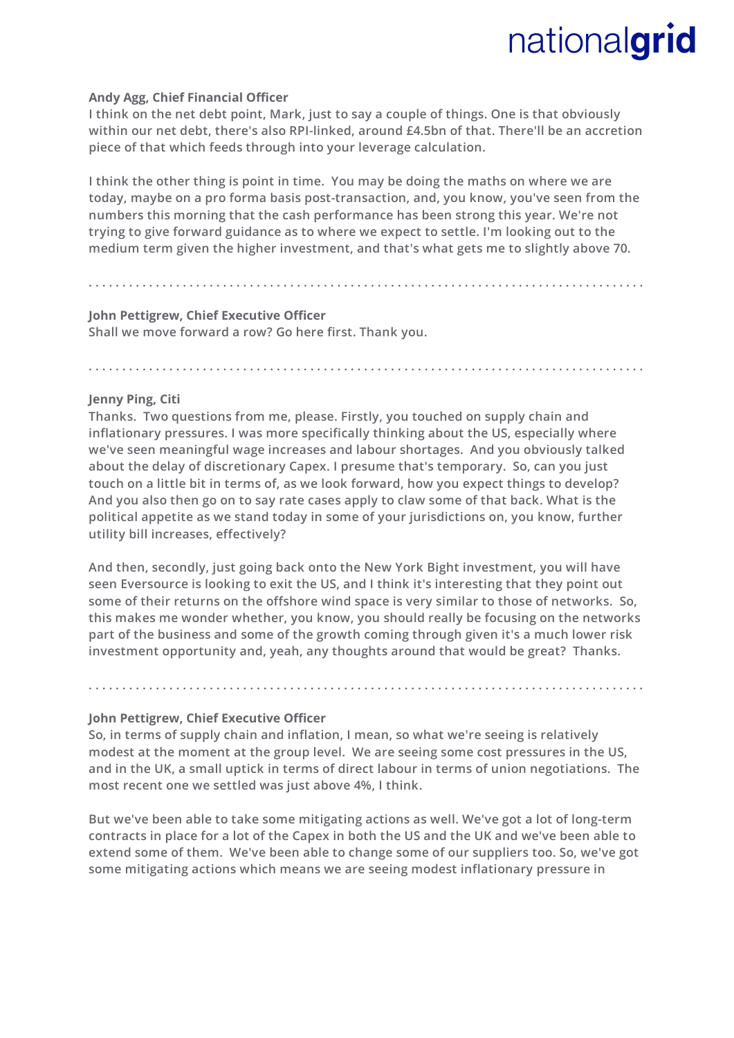**Andy Agg, Chief Financial Officer**
I think on the net debt point, Mark, just to say a couple of things. One is that obviously within our net debt, there's also RPI-linked, around £4.5bn of that. There'll be an accretion piece of that which feeds through into your leverage calculation.

I think the other thing is point in time. You may be doing the maths on where we are today, maybe on a pro forma basis post-transaction, and, you know, you've seen from the numbers this morning that the cash performance has been strong this year. We're not trying to give forward guidance as to where we expect to settle. I'm looking out to the medium term given the higher investment, and that's what gets me to slightly above 70.

. . . . . . . . . . . . . . . . . . . . . . . . . . . . . . . . . . . . . . . . . . . . . . . . . . . . . . . . . . . . . . . . . . . . . . . . . . . . . . .

**John Pettigrew, Chief Executive Officer**
Shall we move forward a row? Go here first. Thank you.

. . . . . . . . . . . . . . . . . . . . . . . . . . . . . . . . . . . . . . . . . . . . . . . . . . . . . . . . . . . . . . . . . . . . . . . . . . . . . . . .

**Jenny Ping, Citi**
Thanks. Two questions from me, please. Firstly, you touched on supply chain and inflationary pressures. I was more specifically thinking about the US, especially where we've seen meaningful wage increases and labour shortages. And you obviously talked about the delay of discretionary Capex. I presume that's temporary. So, can you just touch on a little bit in terms of, as we look forward, how you expect things to develop? And you also then go on to say rate cases apply to claw some of that back. What is the political appetite as we stand today in some of your jurisdictions on, you know, further utility bill increases, effectively?

And then, secondly, just going back onto the New York Bight investment, you will have seen Eversource is looking to exit the US, and I think it's interesting that they point out some of their returns on the offshore wind space is very similar to those of networks. So, this makes me wonder whether, you know, you should really be focusing on the networks part of the business and some of the growth coming through given it's a much lower risk investment opportunity and, yeah, any thoughts around that would be great? Thanks.

. . . . . . . . . . . . . . . . . . . . . . . . . . . . . . . . . . . . . . . . . . . . . . . . . . . . . . . . . . . . . . . . . . . . . . . . . . . . . . . .

**John Pettigrew, Chief Executive Officer**
So, in terms of supply chain and inflation, I mean, so what we're seeing is relatively modest at the moment at the group level. We are seeing some cost pressures in the US, and in the UK, a small uptick in terms of direct labour in terms of union negotiations. The most recent one we settled was just above 4%, I think.

But we've been able to take some mitigating actions as well. We've got a lot of long-term contracts in place for a lot of the Capex in both the US and the UK and we've been able to extend some of them. We've been able to change some of our suppliers too. So, we've got some mitigating actions which means we are seeing modest inflationary pressure in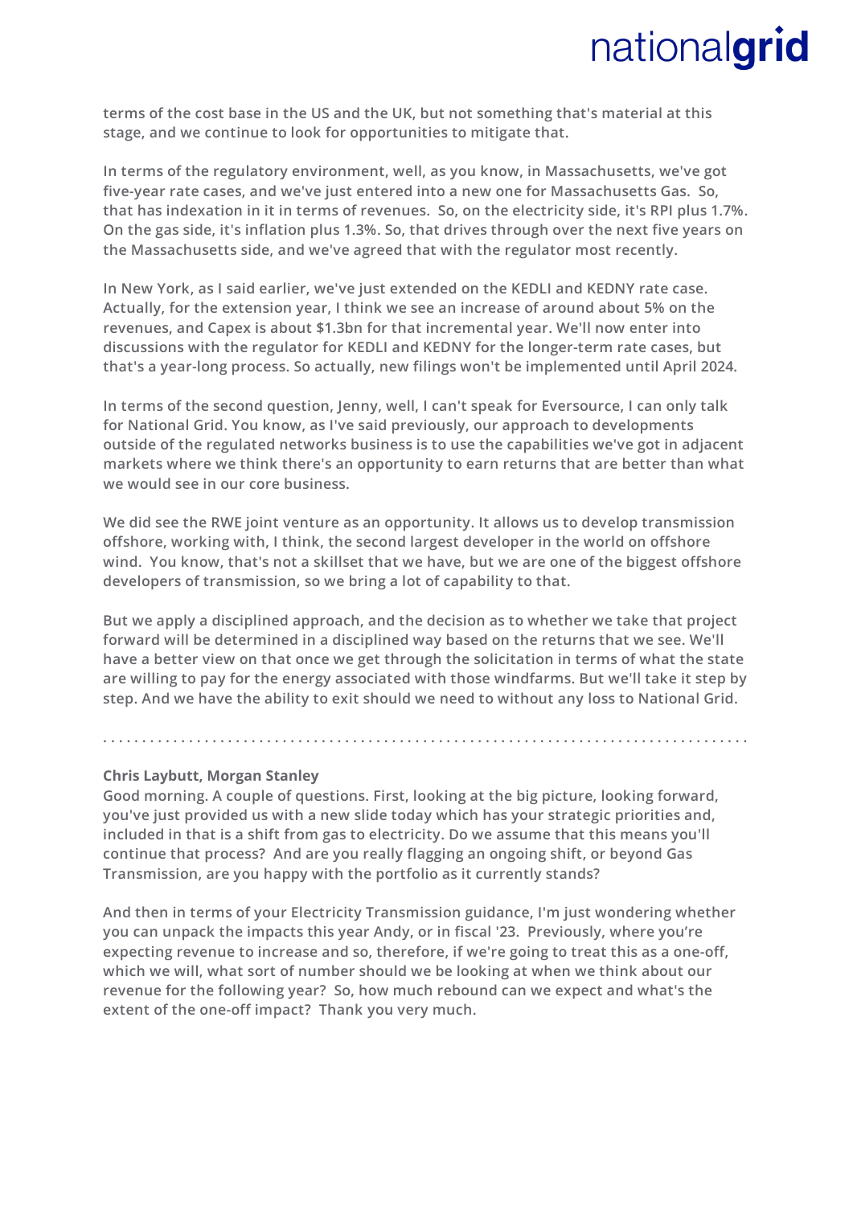**terms of the cost base in the US and the UK, but not something that's material at this stage, and we continue to look for opportunities to mitigate that.**

**In terms of the regulatory environment, well, as you know, in Massachusetts, we've got five-year rate cases, and we've just entered into a new one for Massachusetts Gas. So, that has indexation in it in terms of revenues. So, on the electricity side, it's RPI plus 1.7%. On the gas side, it's inflation plus 1.3%. So, that drives through over the next five years on the Massachusetts side, and we've agreed that with the regulator most recently.**

**In New York, as I said earlier, we've just extended on the KEDLI and KEDNY rate case. Actually, for the extension year, I think we see an increase of around about 5% on the revenues, and Capex is about $1.3bn for that incremental year. We'll now enter into discussions with the regulator for KEDLI and KEDNY for the longer-term rate cases, but that's a year-long process. So actually, new filings won't be implemented until April 2024.**

**In terms of the second question, Jenny, well, I can't speak for Eversource, I can only talk for National Grid. You know, as I've said previously, our approach to developments outside of the regulated networks business is to use the capabilities we've got in adjacent markets where we think there's an opportunity to earn returns that are better than what we would see in our core business.**

**We did see the RWE joint venture as an opportunity. It allows us to develop transmission offshore, working with, I think, the second largest developer in the world on offshore wind. You know, that's not a skillset that we have, but we are one of the biggest offshore developers of transmission, so we bring a lot of capability to that.**

**But we apply a disciplined approach, and the decision as to whether we take that project forward will be determined in a disciplined way based on the returns that we see. We'll have a better view on that once we get through the solicitation in terms of what the state are willing to pay for the energy associated with those windfarms. But we'll take it step by step. And we have the ability to exit should we need to without any loss to National Grid.**

. . . . . . . . . . . . . . . . . . . . . . . . . . . . . . . . . . . . . . . . . . . . . . . . . . . . . . . . . . . . . . . . . . . . . . . . . . . . . . . .

**Chris Laybutt, Morgan Stanley**
**Good morning. A couple of questions. First, looking at the big picture, looking forward, you've just provided us with a new slide today which has your strategic priorities and, included in that is a shift from gas to electricity. Do we assume that this means you'll continue that process? And are you really flagging an ongoing shift, or beyond Gas Transmission, are you happy with the portfolio as it currently stands?**

**And then in terms of your Electricity Transmission guidance, I'm just wondering whether you can unpack the impacts this year Andy, or in fiscal '23. Previously, where you're expecting revenue to increase and so, therefore, if we're going to treat this as a one-off, which we will, what sort of number should we be looking at when we think about our revenue for the following year? So, how much rebound can we expect and what's the extent of the one-off impact? Thank you very much.**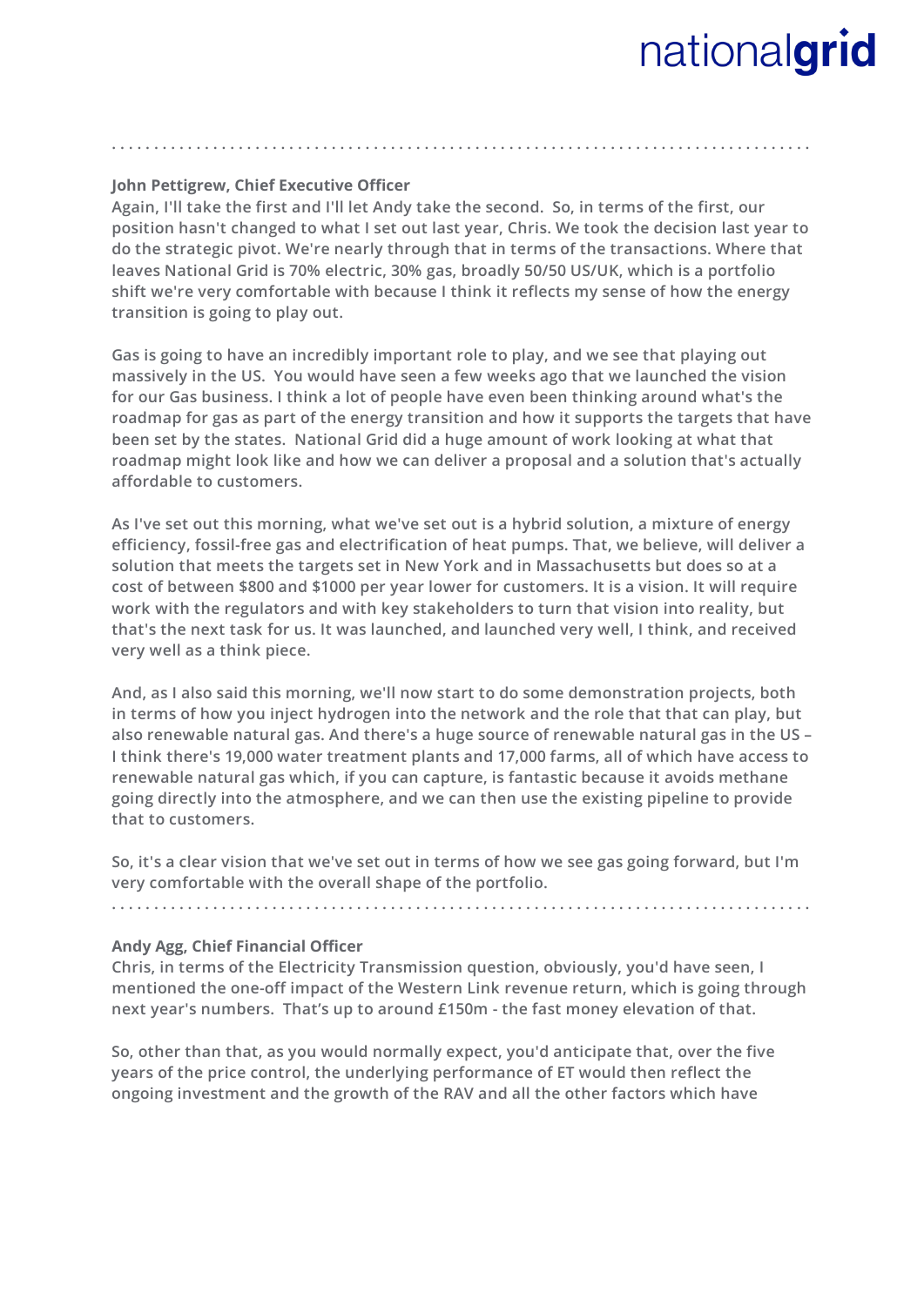**John Pettigrew, Chief Executive Officer**

Again, I'll take the first and I'll let Andy take the second. So, in terms of the first, our position hasn't changed to what I set out last year, Chris. We took the decision last year to do the strategic pivot. We're nearly through that in terms of the transactions. Where that leaves National Grid is 70% electric, 30% gas, broadly 50/50 US/UK, which is a portfolio shift we're very comfortable with because I think it reflects my sense of how the energy transition is going to play out.

Gas is going to have an incredibly important role to play, and we see that playing out massively in the US. You would have seen a few weeks ago that we launched the vision for our Gas business. I think a lot of people have even been thinking around what's the roadmap for gas as part of the energy transition and how it supports the targets that have been set by the states. National Grid did a huge amount of work looking at what that roadmap might look like and how we can deliver a proposal and a solution that's actually affordable to customers.

As I've set out this morning, what we've set out is a hybrid solution, a mixture of energy efficiency, fossil-free gas and electrification of heat pumps. That, we believe, will deliver a solution that meets the targets set in New York and in Massachusetts but does so at a cost of between $800 and $1000 per year lower for customers. It is a vision. It will require work with the regulators and with key stakeholders to turn that vision into reality, but that's the next task for us. It was launched, and launched very well, I think, and received very well as a think piece.

And, as I also said this morning, we'll now start to do some demonstration projects, both in terms of how you inject hydrogen into the network and the role that that can play, but also renewable natural gas. And there's a huge source of renewable natural gas in the US – I think there's 19,000 water treatment plants and 17,000 farms, all of which have access to renewable natural gas which, if you can capture, is fantastic because it avoids methane going directly into the atmosphere, and we can then use the existing pipeline to provide that to customers.

So, it's a clear vision that we've set out in terms of how we see gas going forward, but I'm very comfortable with the overall shape of the portfolio.

**Andy Agg, Chief Financial Officer**

Chris, in terms of the Electricity Transmission question, obviously, you'd have seen, I mentioned the one-off impact of the Western Link revenue return, which is going through next year's numbers. That's up to around £150m - the fast money elevation of that.

So, other than that, as you would normally expect, you'd anticipate that, over the five years of the price control, the underlying performance of ET would then reflect the ongoing investment and the growth of the RAV and all the other factors which have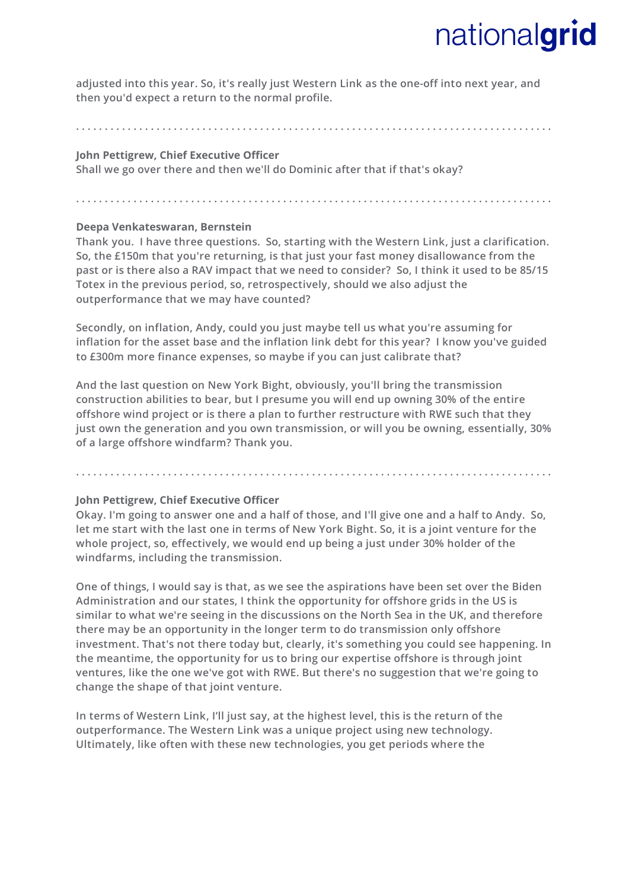adjusted into this year. So, it's really just Western Link as the one-off into next year, and then you'd expect a return to the normal profile.

. . . . . . . . . . . . . . . . . . . . . . . . . . . . . . . . . . . . . . . . . . . . . . . . . . . . . . . . . . . . . . . . . . . . . . . . . . . . . . . . . . .

**John Pettigrew, Chief Executive Officer**

Shall we go over there and then we'll do Dominic after that if that's okay?

. . . . . . . . . . . . . . . . . . . . . . . . . . . . . . . . . . . . . . . . . . . . . . . . . . . . . . . . . . . . . . . . . . . . . . . . . . . . . . . . . . .

**Deepa Venkateswaran, Bernstein**

Thank you. I have three questions. So, starting with the Western Link, just a clarification. So, the £150m that you're returning, is that just your fast money disallowance from the past or is there also a RAV impact that we need to consider? So, I think it used to be 85/15 Totex in the previous period, so, retrospectively, should we also adjust the outperformance that we may have counted?

Secondly, on inflation, Andy, could you just maybe tell us what you're assuming for inflation for the asset base and the inflation link debt for this year? I know you've guided to £300m more finance expenses, so maybe if you can just calibrate that?

And the last question on New York Bight, obviously, you'll bring the transmission construction abilities to bear, but I presume you will end up owning 30% of the entire offshore wind project or is there a plan to further restructure with RWE such that they just own the generation and you own transmission, or will you be owning, essentially, 30% of a large offshore windfarm? Thank you.

. . . . . . . . . . . . . . . . . . . . . . . . . . . . . . . . . . . . . . . . . . . . . . . . . . . . . . . . . . . . . . . . . . . . . . . . . . . . . . . . . . .

**John Pettigrew, Chief Executive Officer**

Okay. I'm going to answer one and a half of those, and I'll give one and a half to Andy. So, let me start with the last one in terms of New York Bight. So, it is a joint venture for the whole project, so, effectively, we would end up being a just under 30% holder of the windfarms, including the transmission.

One of things, I would say is that, as we see the aspirations have been set over the Biden Administration and our states, I think the opportunity for offshore grids in the US is similar to what we're seeing in the discussions on the North Sea in the UK, and therefore there may be an opportunity in the longer term to do transmission only offshore investment. That's not there today but, clearly, it's something you could see happening. In the meantime, the opportunity for us to bring our expertise offshore is through joint ventures, like the one we've got with RWE. But there's no suggestion that we're going to change the shape of that joint venture.

In terms of Western Link, I'll just say, at the highest level, this is the return of the outperformance. The Western Link was a unique project using new technology. Ultimately, like often with these new technologies, you get periods where the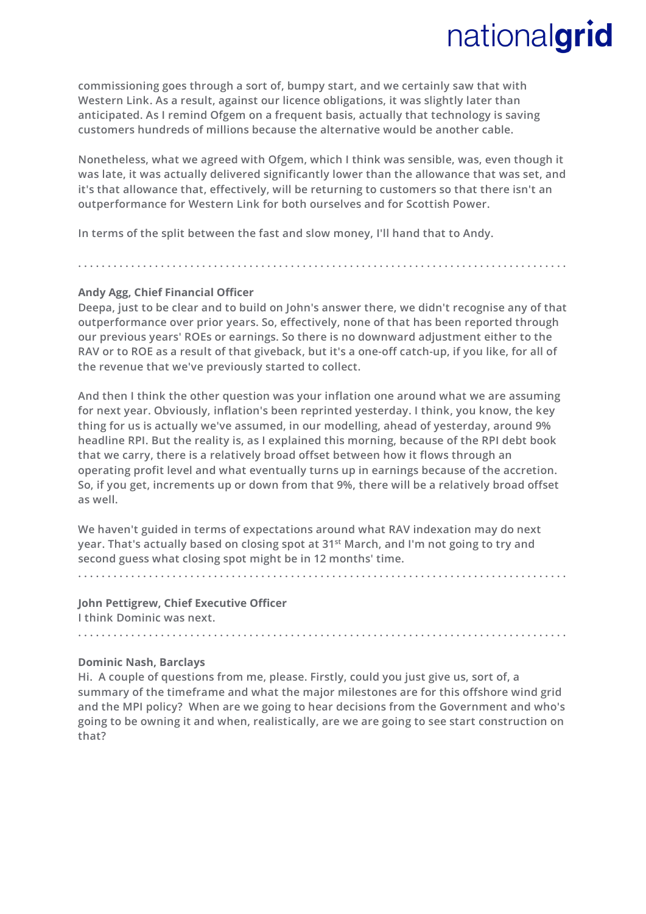commissioning goes through a sort of, bumpy start, and we certainly saw that with Western Link. As a result, against our licence obligations, it was slightly later than anticipated. As I remind Ofgem on a frequent basis, actually that technology is saving customers hundreds of millions because the alternative would be another cable.

Nonetheless, what we agreed with Ofgem, which I think was sensible, was, even though it was late, it was actually delivered significantly lower than the allowance that was set, and it's that allowance that, effectively, will be returning to customers so that there isn't an outperformance for Western Link for both ourselves and for Scottish Power.

In terms of the split between the fast and slow money, I'll hand that to Andy.

. . . . . . . . . . . . . . . . . . . . . . . . . . . . . . . . . . . . . . . . . . . . . . . . . . . . . . . . . . . . . . . . . . . . . . . . . . . . . . . .

**Andy Agg, Chief Financial Officer**

Deepa, just to be clear and to build on John's answer there, we didn't recognise any of that outperformance over prior years. So, effectively, none of that has been reported through our previous years' ROEs or earnings. So there is no downward adjustment either to the RAV or to ROE as a result of that giveback, but it's a one-off catch-up, if you like, for all of the revenue that we've previously started to collect.

And then I think the other question was your inflation one around what we are assuming for next year. Obviously, inflation's been reprinted yesterday. I think, you know, the key thing for us is actually we've assumed, in our modelling, ahead of yesterday, around 9% headline RPI. But the reality is, as I explained this morning, because of the RPI debt book that we carry, there is a relatively broad offset between how it flows through an operating profit level and what eventually turns up in earnings because of the accretion. So, if you get, increments up or down from that 9%, there will be a relatively broad offset as well.

We haven't guided in terms of expectations around what RAV indexation may do next year. That's actually based on closing spot at 31st March, and I'm not going to try and second guess what closing spot might be in 12 months' time.

. . . . . . . . . . . . . . . . . . . . . . . . . . . . . . . . . . . . . . . . . . . . . . . . . . . . . . . . . . . . . . . . . . . . . . . . . . . . . . . .

**John Pettigrew, Chief Executive Officer**

I think Dominic was next.

. . . . . . . . . . . . . . . . . . . . . . . . . . . . . . . . . . . . . . . . . . . . . . . . . . . . . . . . . . . . . . . . . . . . . . . . . . . . . . . .

**Dominic Nash, Barclays**

Hi. A couple of questions from me, please. Firstly, could you just give us, sort of, a summary of the timeframe and what the major milestones are for this offshore wind grid and the MPI policy? When are we going to hear decisions from the Government and who's going to be owning it and when, realistically, are we are going to see start construction on that?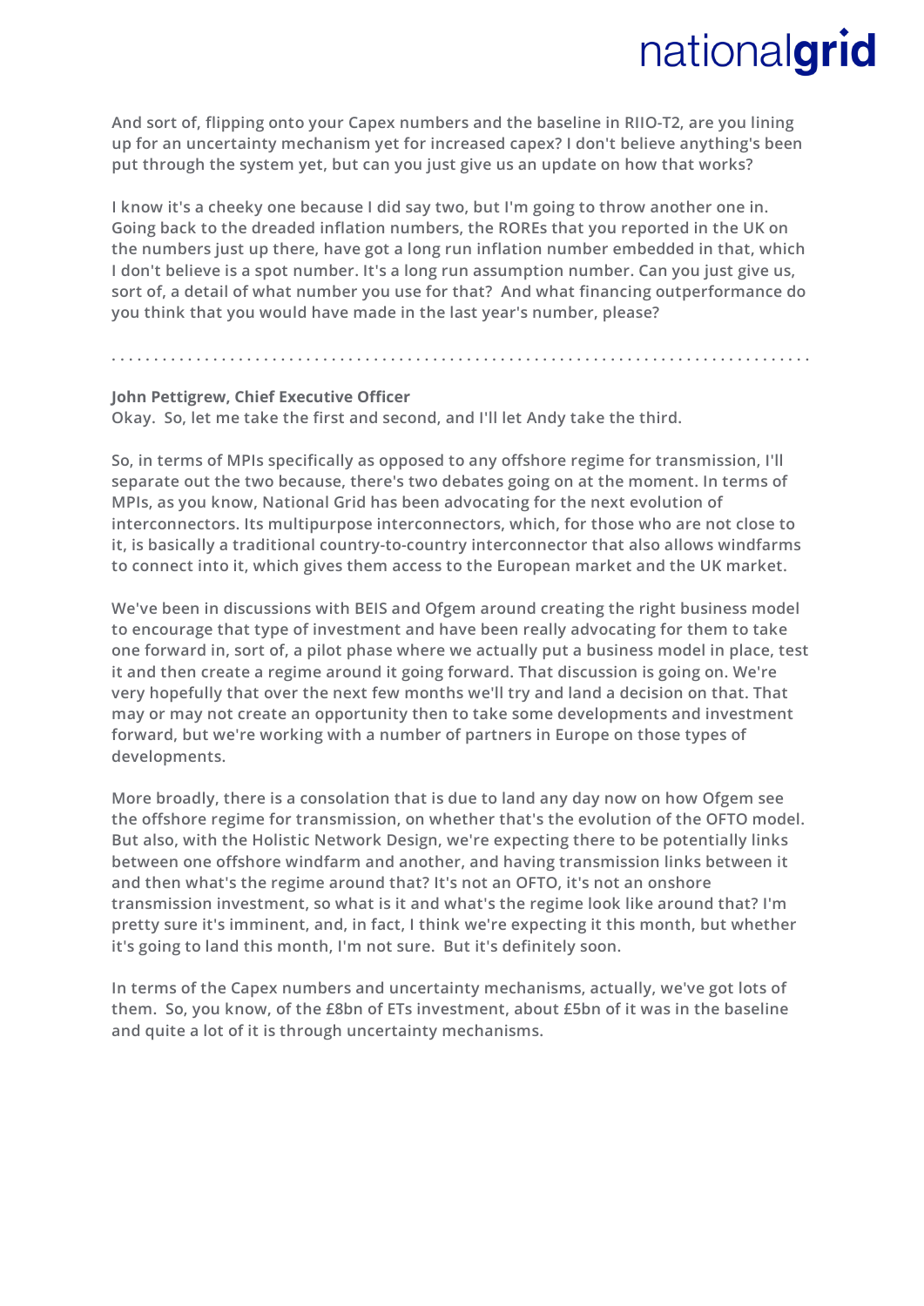**And sort of, flipping onto your Capex numbers and the baseline in RIIO-T2, are you lining up for an uncertainty mechanism yet for increased capex? I don't believe anything's been put through the system yet, but can you just give us an update on how that works?**

**I know it's a cheeky one because I did say two, but I'm going to throw another one in. Going back to the dreaded inflation numbers, the ROREs that you reported in the UK on the numbers just up there, have got a long run inflation number embedded in that, which I don't believe is a spot number. It's a long run assumption number. Can you just give us, sort of, a detail of what number you use for that? And what financing outperformance do you think that you would have made in the last year's number, please?**

. . . . . . . . . . . . . . . . . . . . . . . . . . . . . . . . . . . . . . . . . . . . . . . . . . . . . . . . . . . . . . . . . . . . . . . . . . . . . . . . .

**John Pettigrew, Chief Executive Officer**

Okay. So, let me take the first and second, and I'll let Andy take the third.

So, in terms of MPIs specifically as opposed to any offshore regime for transmission, I'll separate out the two because, there's two debates going on at the moment. In terms of MPIs, as you know, National Grid has been advocating for the next evolution of interconnectors. Its multipurpose interconnectors, which, for those who are not close to it, is basically a traditional country-to-country interconnector that also allows windfarms to connect into it, which gives them access to the European market and the UK market.

We've been in discussions with BEIS and Ofgem around creating the right business model to encourage that type of investment and have been really advocating for them to take one forward in, sort of, a pilot phase where we actually put a business model in place, test it and then create a regime around it going forward. That discussion is going on. We're very hopefully that over the next few months we'll try and land a decision on that. That may or may not create an opportunity then to take some developments and investment forward, but we're working with a number of partners in Europe on those types of developments.

More broadly, there is a consolation that is due to land any day now on how Ofgem see the offshore regime for transmission, on whether that's the evolution of the OFTO model. But also, with the Holistic Network Design, we're expecting there to be potentially links between one offshore windfarm and another, and having transmission links between it and then what's the regime around that? It's not an OFTO, it's not an onshore transmission investment, so what is it and what's the regime look like around that? I'm pretty sure it's imminent, and, in fact, I think we're expecting it this month, but whether it's going to land this month, I'm not sure. But it's definitely soon.

In terms of the Capex numbers and uncertainty mechanisms, actually, we've got lots of them. So, you know, of the £8bn of ETs investment, about £5bn of it was in the baseline and quite a lot of it is through uncertainty mechanisms.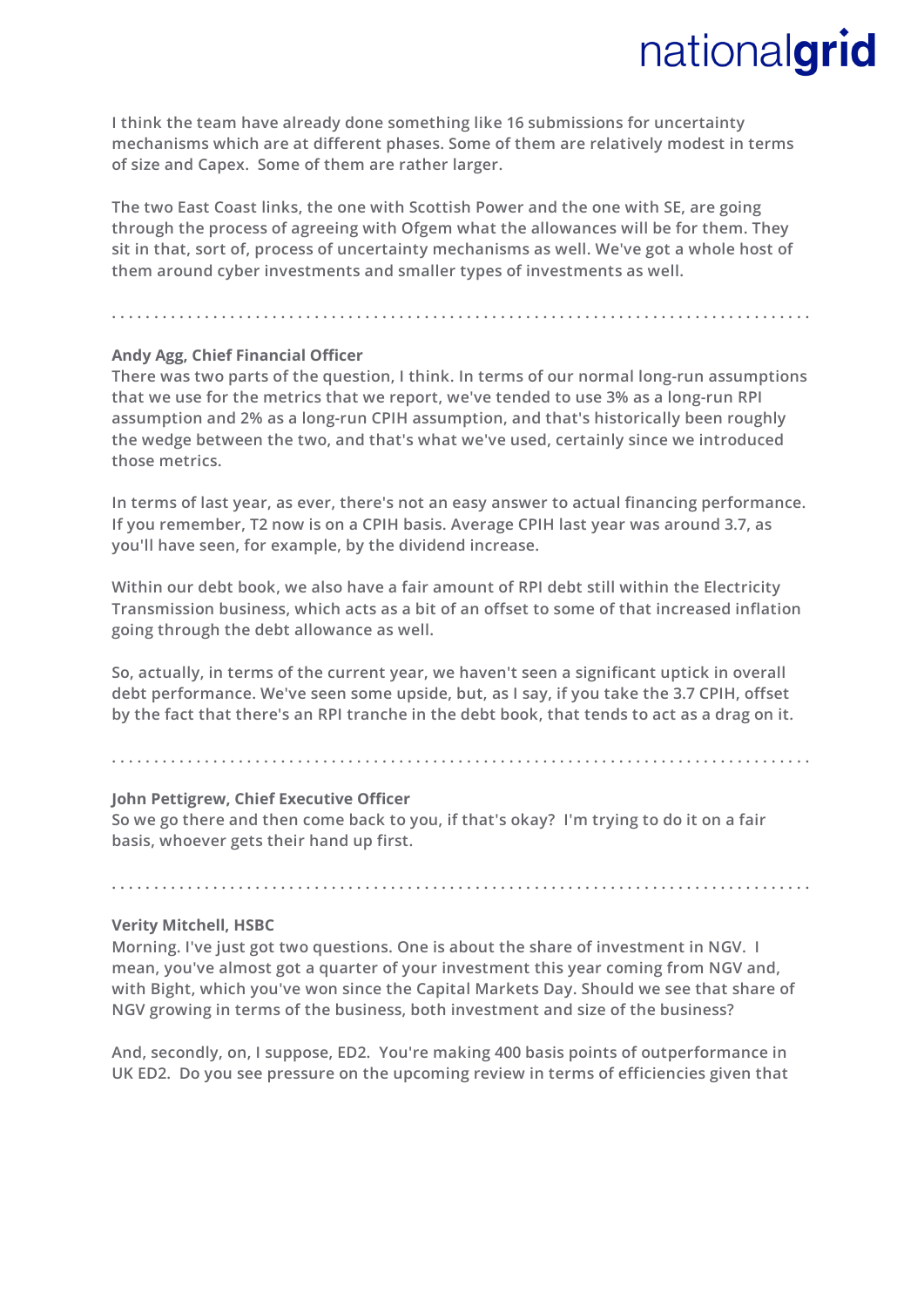I think the team have already done something like 16 submissions for uncertainty mechanisms which are at different phases. Some of them are relatively modest in terms of size and Capex. Some of them are rather larger.

The two East Coast links, the one with Scottish Power and the one with SE, are going through the process of agreeing with Ofgem what the allowances will be for them. They sit in that, sort of, process of uncertainty mechanisms as well. We've got a whole host of them around cyber investments and smaller types of investments as well.

. . . . . . . . . . . . . . . . . . . . . . . . . . . . . . . . . . . . . . . . . . . . . . . . . . . . . . . . . . . . . . . . . . . . . . . . . . . . .

**Andy Agg, Chief Financial Officer**

There was two parts of the question, I think. In terms of our normal long-run assumptions that we use for the metrics that we report, we've tended to use 3% as a long-run RPI assumption and 2% as a long-run CPIH assumption, and that's historically been roughly the wedge between the two, and that's what we've used, certainly since we introduced those metrics.

In terms of last year, as ever, there's not an easy answer to actual financing performance. If you remember, T2 now is on a CPIH basis. Average CPIH last year was around 3.7, as you'll have seen, for example, by the dividend increase.

Within our debt book, we also have a fair amount of RPI debt still within the Electricity Transmission business, which acts as a bit of an offset to some of that increased inflation going through the debt allowance as well.

So, actually, in terms of the current year, we haven't seen a significant uptick in overall debt performance. We've seen some upside, but, as I say, if you take the 3.7 CPIH, offset by the fact that there's an RPI tranche in the debt book, that tends to act as a drag on it.

. . . . . . . . . . . . . . . . . . . . . . . . . . . . . . . . . . . . . . . . . . . . . . . . . . . . . . . . . . . . . . . . . . . . . . . . . . . . .

**John Pettigrew, Chief Executive Officer**

So we go there and then come back to you, if that's okay? I'm trying to do it on a fair basis, whoever gets their hand up first.

. . . . . . . . . . . . . . . . . . . . . . . . . . . . . . . . . . . . . . . . . . . . . . . . . . . . . . . . . . . . . . . . . . . . . . . . . . . . . .

**Verity Mitchell, HSBC**

Morning. I've just got two questions. One is about the share of investment in NGV. I mean, you've almost got a quarter of your investment this year coming from NGV and, with Bight, which you've won since the Capital Markets Day. Should we see that share of NGV growing in terms of the business, both investment and size of the business?

And, secondly, on, I suppose, ED2. You're making 400 basis points of outperformance in UK ED2. Do you see pressure on the upcoming review in terms of efficiencies given that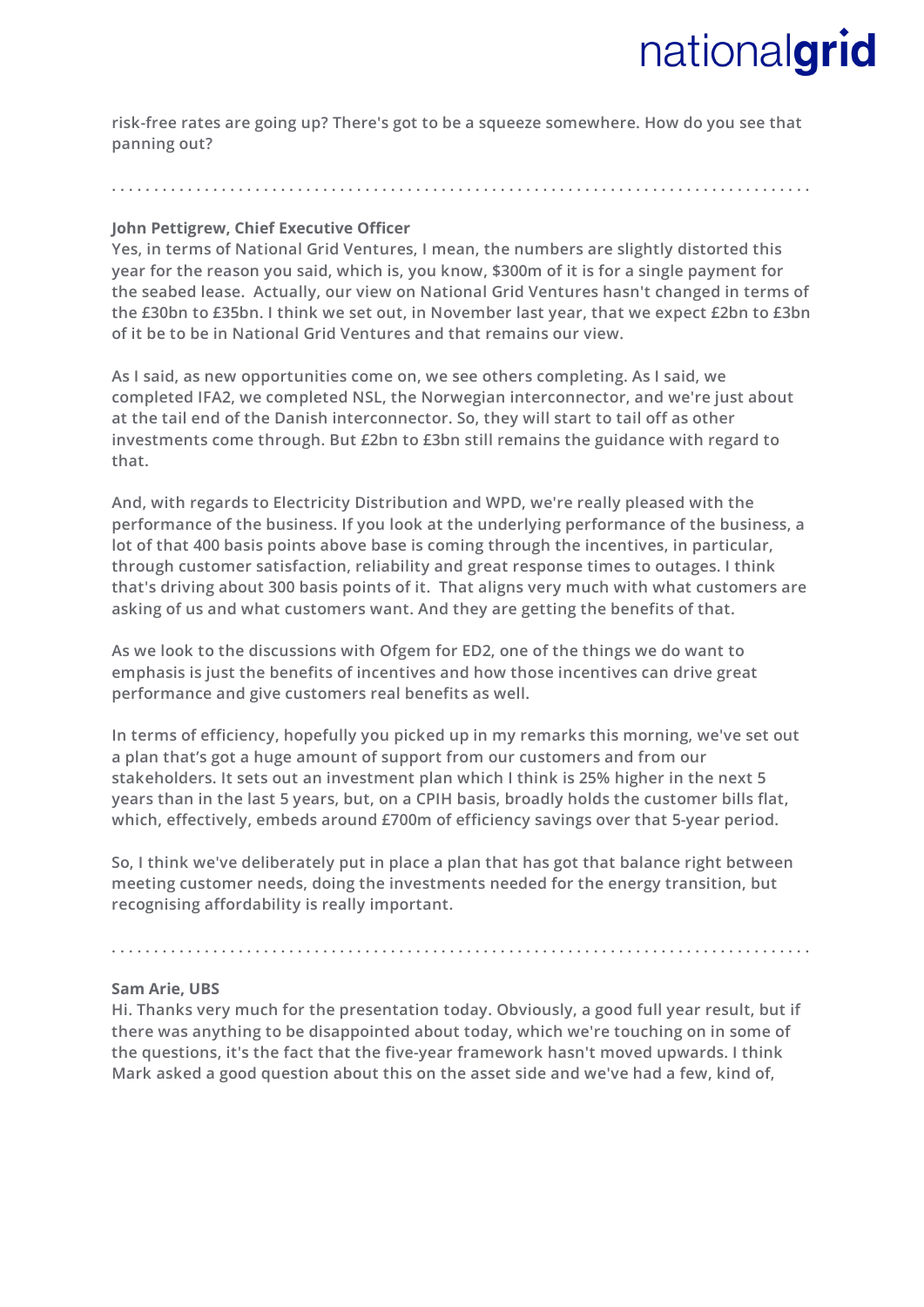risk-free rates are going up? There's got to be a squeeze somewhere. How do you see that panning out?

. . . . . . . . . . . . . . . . . . . . . . . . . . . . . . . . . . . . . . . . . . . . . . . . . . . . . . . . . . . . . . . . . . . . . . . . . . . . . . . .

**John Pettigrew, Chief Executive Officer**

Yes, in terms of National Grid Ventures, I mean, the numbers are slightly distorted this year for the reason you said, which is, you know, \$300m of it is for a single payment for the seabed lease. Actually, our view on National Grid Ventures hasn't changed in terms of the £30bn to £35bn. I think we set out, in November last year, that we expect £2bn to £3bn of it be to be in National Grid Ventures and that remains our view.

As I said, as new opportunities come on, we see others completing. As I said, we completed IFA2, we completed NSL, the Norwegian interconnector, and we're just about at the tail end of the Danish interconnector. So, they will start to tail off as other investments come through. But £2bn to £3bn still remains the guidance with regard to that.

And, with regards to Electricity Distribution and WPD, we're really pleased with the performance of the business. If you look at the underlying performance of the business, a lot of that 400 basis points above base is coming through the incentives, in particular, through customer satisfaction, reliability and great response times to outages. I think that's driving about 300 basis points of it. That aligns very much with what customers are asking of us and what customers want. And they are getting the benefits of that.

As we look to the discussions with Ofgem for ED2, one of the things we do want to emphasis is just the benefits of incentives and how those incentives can drive great performance and give customers real benefits as well.

In terms of efficiency, hopefully you picked up in my remarks this morning, we've set out a plan that's got a huge amount of support from our customers and from our stakeholders. It sets out an investment plan which I think is 25% higher in the next 5 years than in the last 5 years, but, on a CPIH basis, broadly holds the customer bills flat, which, effectively, embeds around £700m of efficiency savings over that 5-year period.

So, I think we've deliberately put in place a plan that has got that balance right between meeting customer needs, doing the investments needed for the energy transition, but recognising affordability is really important.

. . . . . . . . . . . . . . . . . . . . . . . . . . . . . . . . . . . . . . . . . . . . . . . . . . . . . . . . . . . . . . . . . . . . . . . . . . . . . . . .

**Sam Arie, UBS**

Hi. Thanks very much for the presentation today. Obviously, a good full year result, but if there was anything to be disappointed about today, which we're touching on in some of the questions, it's the fact that the five-year framework hasn't moved upwards. I think Mark asked a good question about this on the asset side and we've had a few, kind of,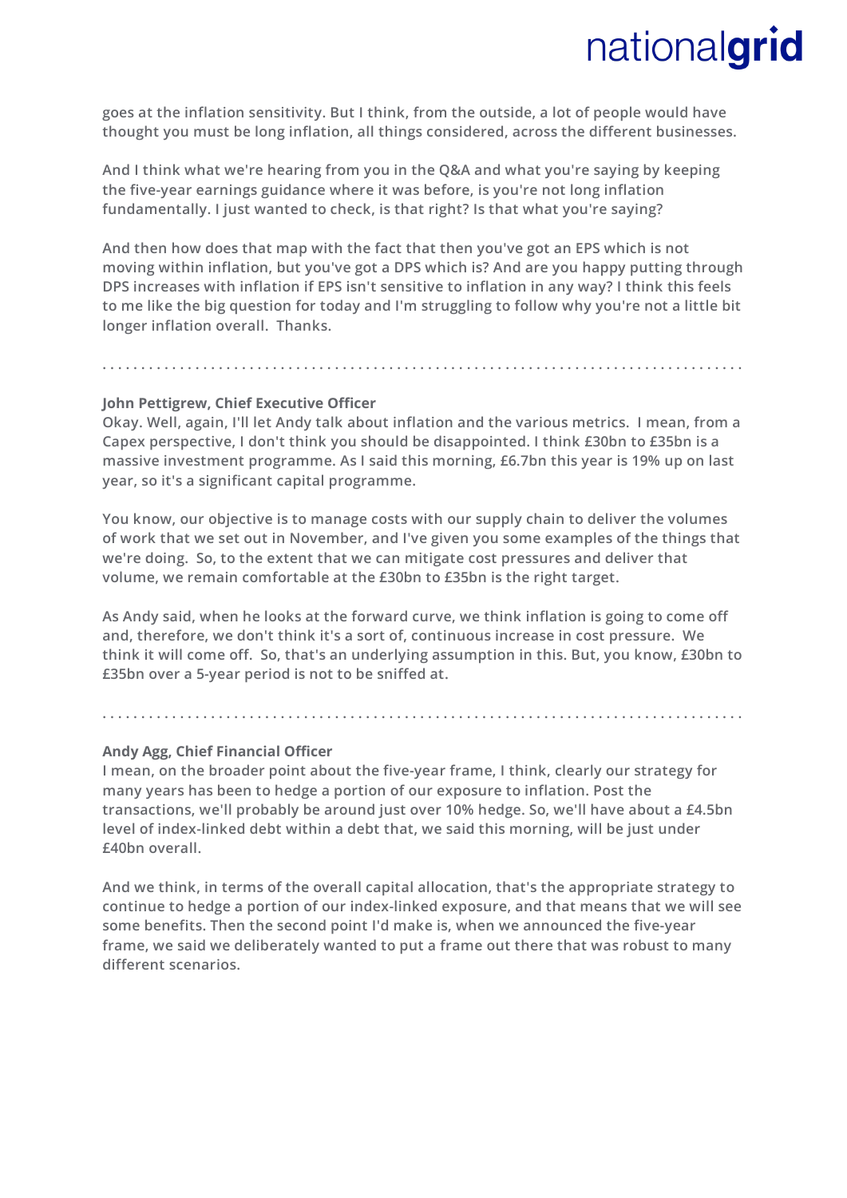goes at the inflation sensitivity. But I think, from the outside, a lot of people would have thought you must be long inflation, all things considered, across the different businesses.

And I think what we're hearing from you in the Q&A and what you're saying by keeping the five-year earnings guidance where it was before, is you're not long inflation fundamentally. I just wanted to check, is that right? Is that what you're saying?

And then how does that map with the fact that then you've got an EPS which is not moving within inflation, but you've got a DPS which is? And are you happy putting through DPS increases with inflation if EPS isn't sensitive to inflation in any way? I think this feels to me like the big question for today and I'm struggling to follow why you're not a little bit longer inflation overall. Thanks.

. . . . . . . . . . . . . . . . . . . . . . . . . . . . . . . . . . . . . . . . . . . . . . . . . . . . . . . . . . . . . . . . . . . . . . . . . . . . .

**John Pettigrew, Chief Executive Officer**

Okay. Well, again, I'll let Andy talk about inflation and the various metrics. I mean, from a Capex perspective, I don't think you should be disappointed. I think £30bn to £35bn is a massive investment programme. As I said this morning, £6.7bn this year is 19% up on last year, so it's a significant capital programme.

You know, our objective is to manage costs with our supply chain to deliver the volumes of work that we set out in November, and I've given you some examples of the things that we're doing. So, to the extent that we can mitigate cost pressures and deliver that volume, we remain comfortable at the £30bn to £35bn is the right target.

As Andy said, when he looks at the forward curve, we think inflation is going to come off and, therefore, we don't think it's a sort of, continuous increase in cost pressure. We think it will come off. So, that's an underlying assumption in this. But, you know, £30bn to £35bn over a 5-year period is not to be sniffed at.

. . . . . . . . . . . . . . . . . . . . . . . . . . . . . . . . . . . . . . . . . . . . . . . . . . . . . . . . . . . . . . . . . . . . . . . . . . . . .

**Andy Agg, Chief Financial Officer**

I mean, on the broader point about the five-year frame, I think, clearly our strategy for many years has been to hedge a portion of our exposure to inflation. Post the transactions, we'll probably be around just over 10% hedge. So, we'll have about a £4.5bn level of index-linked debt within a debt that, we said this morning, will be just under £40bn overall.

And we think, in terms of the overall capital allocation, that's the appropriate strategy to continue to hedge a portion of our index-linked exposure, and that means that we will see some benefits. Then the second point I'd make is, when we announced the five-year frame, we said we deliberately wanted to put a frame out there that was robust to many different scenarios.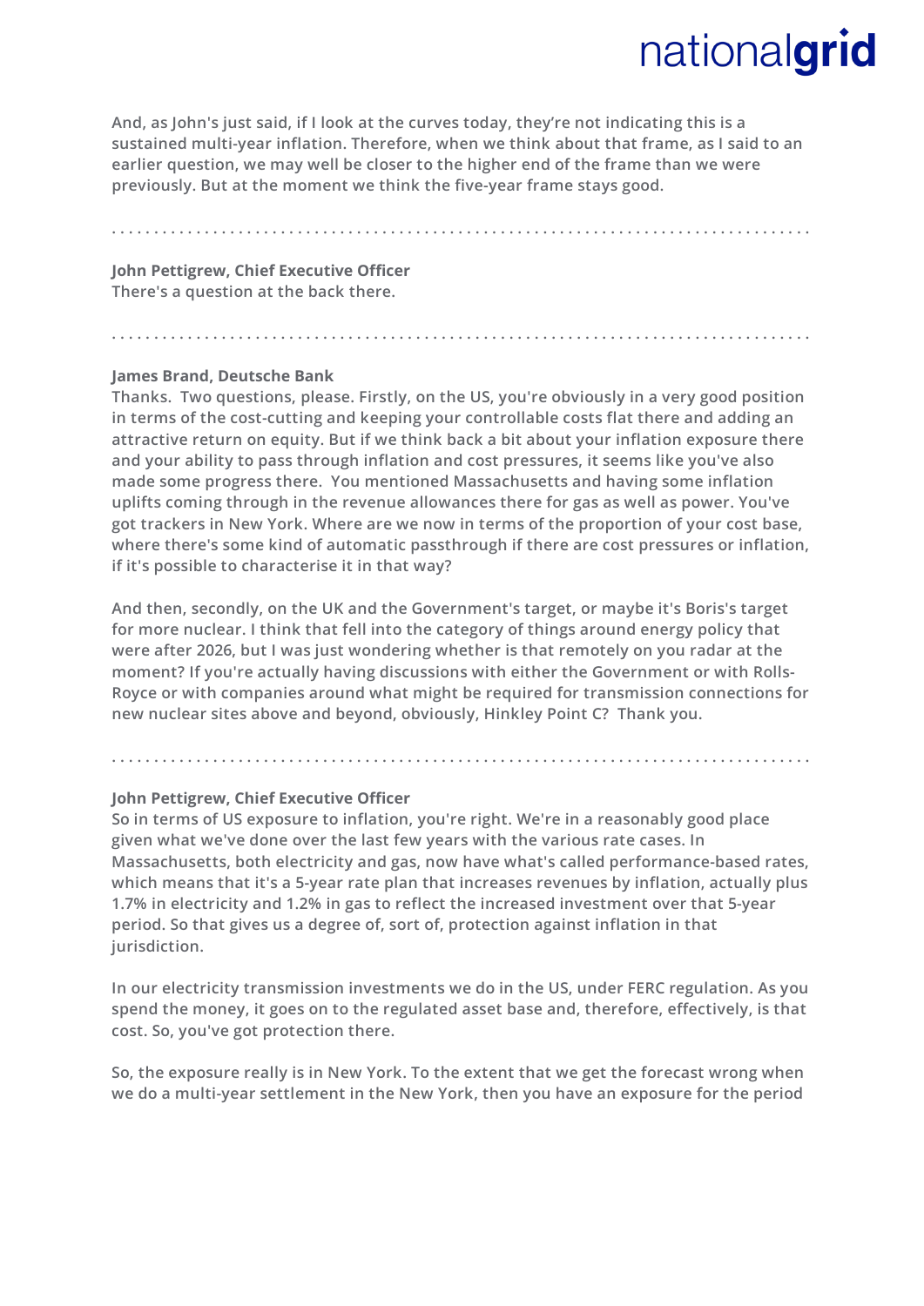And, as John's just said, if I look at the curves today, they're not indicating this is a sustained multi-year inflation. Therefore, when we think about that frame, as I said to an earlier question, we may well be closer to the higher end of the frame than we were previously. But at the moment we think the five-year frame stays good.

. . . . . . . . . . . . . . . . . . . . . . . . . . . . . . . . . . . . . . . . . . . . . . . . . . . . . . . . . . . . . . . . . . . . . . . . . . . . . . . .

**John Pettigrew, Chief Executive Officer**
There's a question at the back there.

. . . . . . . . . . . . . . . . . . . . . . . . . . . . . . . . . . . . . . . . . . . . . . . . . . . . . . . . . . . . . . . . . . . . . . . . . . . . . . . .

**James Brand, Deutsche Bank**
Thanks. Two questions, please. Firstly, on the US, you're obviously in a very good position in terms of the cost-cutting and keeping your controllable costs flat there and adding an attractive return on equity. But if we think back a bit about your inflation exposure there and your ability to pass through inflation and cost pressures, it seems like you've also made some progress there. You mentioned Massachusetts and having some inflation uplifts coming through in the revenue allowances there for gas as well as power. You've got trackers in New York. Where are we now in terms of the proportion of your cost base, where there's some kind of automatic passthrough if there are cost pressures or inflation, if it's possible to characterise it in that way?

And then, secondly, on the UK and the Government's target, or maybe it's Boris's target for more nuclear. I think that fell into the category of things around energy policy that were after 2026, but I was just wondering whether is that remotely on you radar at the moment? If you're actually having discussions with either the Government or with Rolls-Royce or with companies around what might be required for transmission connections for new nuclear sites above and beyond, obviously, Hinkley Point C? Thank you.

. . . . . . . . . . . . . . . . . . . . . . . . . . . . . . . . . . . . . . . . . . . . . . . . . . . . . . . . . . . . . . . . . . . . . . . . . . . . . . . .

**John Pettigrew, Chief Executive Officer**
So in terms of US exposure to inflation, you're right. We're in a reasonably good place given what we've done over the last few years with the various rate cases. In Massachusetts, both electricity and gas, now have what's called performance-based rates, which means that it's a 5-year rate plan that increases revenues by inflation, actually plus 1.7% in electricity and 1.2% in gas to reflect the increased investment over that 5-year period. So that gives us a degree of, sort of, protection against inflation in that jurisdiction.

In our electricity transmission investments we do in the US, under FERC regulation. As you spend the money, it goes on to the regulated asset base and, therefore, effectively, is that cost. So, you've got protection there.

So, the exposure really is in New York. To the extent that we get the forecast wrong when we do a multi-year settlement in the New York, then you have an exposure for the period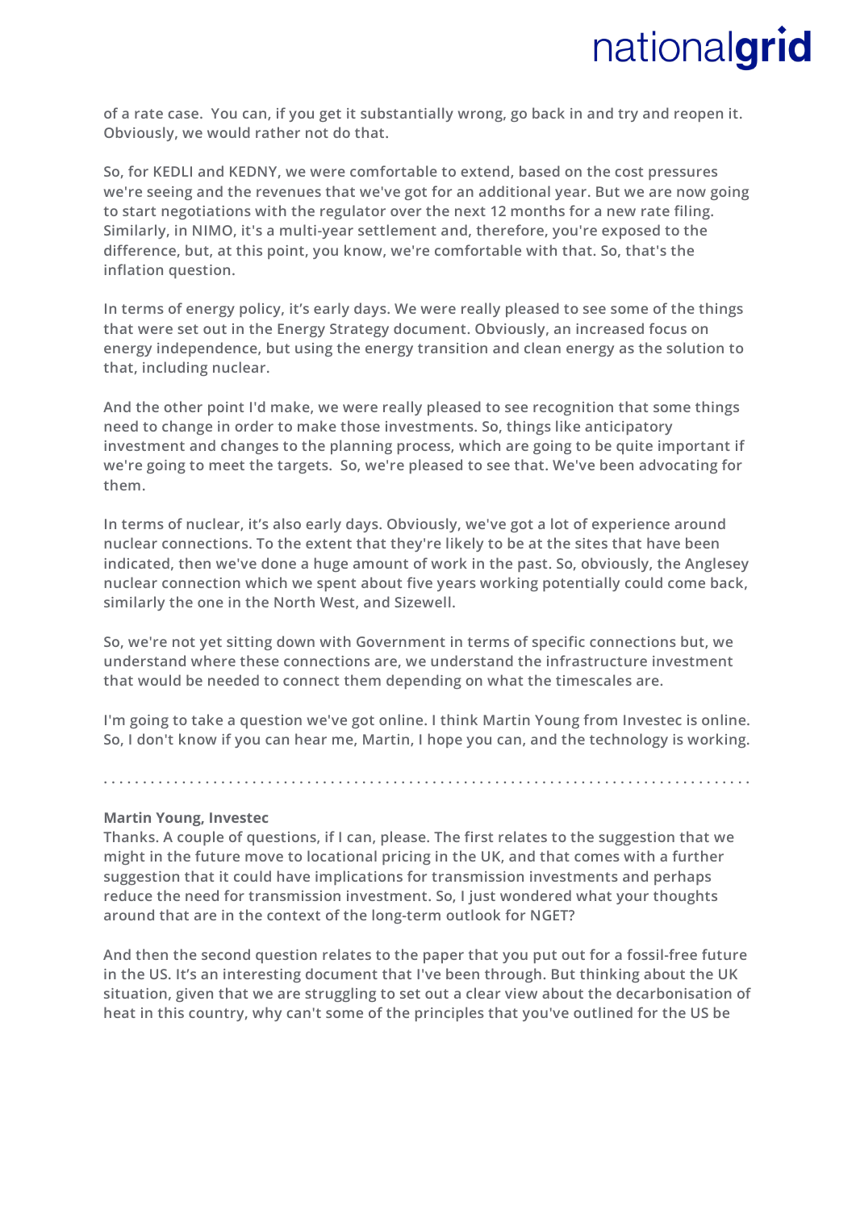**of a rate case. You can, if you get it substantially wrong, go back in and try and reopen it. Obviously, we would rather not do that.**

**So, for KEDLI and KEDNY, we were comfortable to extend, based on the cost pressures we're seeing and the revenues that we've got for an additional year. But we are now going to start negotiations with the regulator over the next 12 months for a new rate filing. Similarly, in NIMO, it's a multi-year settlement and, therefore, you're exposed to the difference, but, at this point, you know, we're comfortable with that. So, that's the inflation question.**

**In terms of energy policy, it's early days. We were really pleased to see some of the things that were set out in the Energy Strategy document. Obviously, an increased focus on energy independence, but using the energy transition and clean energy as the solution to that, including nuclear.**

**And the other point I'd make, we were really pleased to see recognition that some things need to change in order to make those investments. So, things like anticipatory investment and changes to the planning process, which are going to be quite important if we're going to meet the targets. So, we're pleased to see that. We've been advocating for them.**

**In terms of nuclear, it's also early days. Obviously, we've got a lot of experience around nuclear connections. To the extent that they're likely to be at the sites that have been indicated, then we've done a huge amount of work in the past. So, obviously, the Anglesey nuclear connection which we spent about five years working potentially could come back, similarly the one in the North West, and Sizewell.**

**So, we're not yet sitting down with Government in terms of specific connections but, we understand where these connections are, we understand the infrastructure investment that would be needed to connect them depending on what the timescales are.**

**I'm going to take a question we've got online. I think Martin Young from Investec is online. So, I don't know if you can hear me, Martin, I hope you can, and the technology is working.**

. . . . . . . . . . . . . . . . . . . . . . . . . . . . . . . . . . . . . . . . . . . . . . . . . . . . . . . . . . . . . . . . . . . . . . . . . . . . . . . .

**Martin Young, Investec**
**Thanks. A couple of questions, if I can, please. The first relates to the suggestion that we might in the future move to locational pricing in the UK, and that comes with a further suggestion that it could have implications for transmission investments and perhaps reduce the need for transmission investment. So, I just wondered what your thoughts around that are in the context of the long-term outlook for NGET?**

**And then the second question relates to the paper that you put out for a fossil-free future in the US. It's an interesting document that I've been through. But thinking about the UK situation, given that we are struggling to set out a clear view about the decarbonisation of heat in this country, why can't some of the principles that you've outlined for the US be**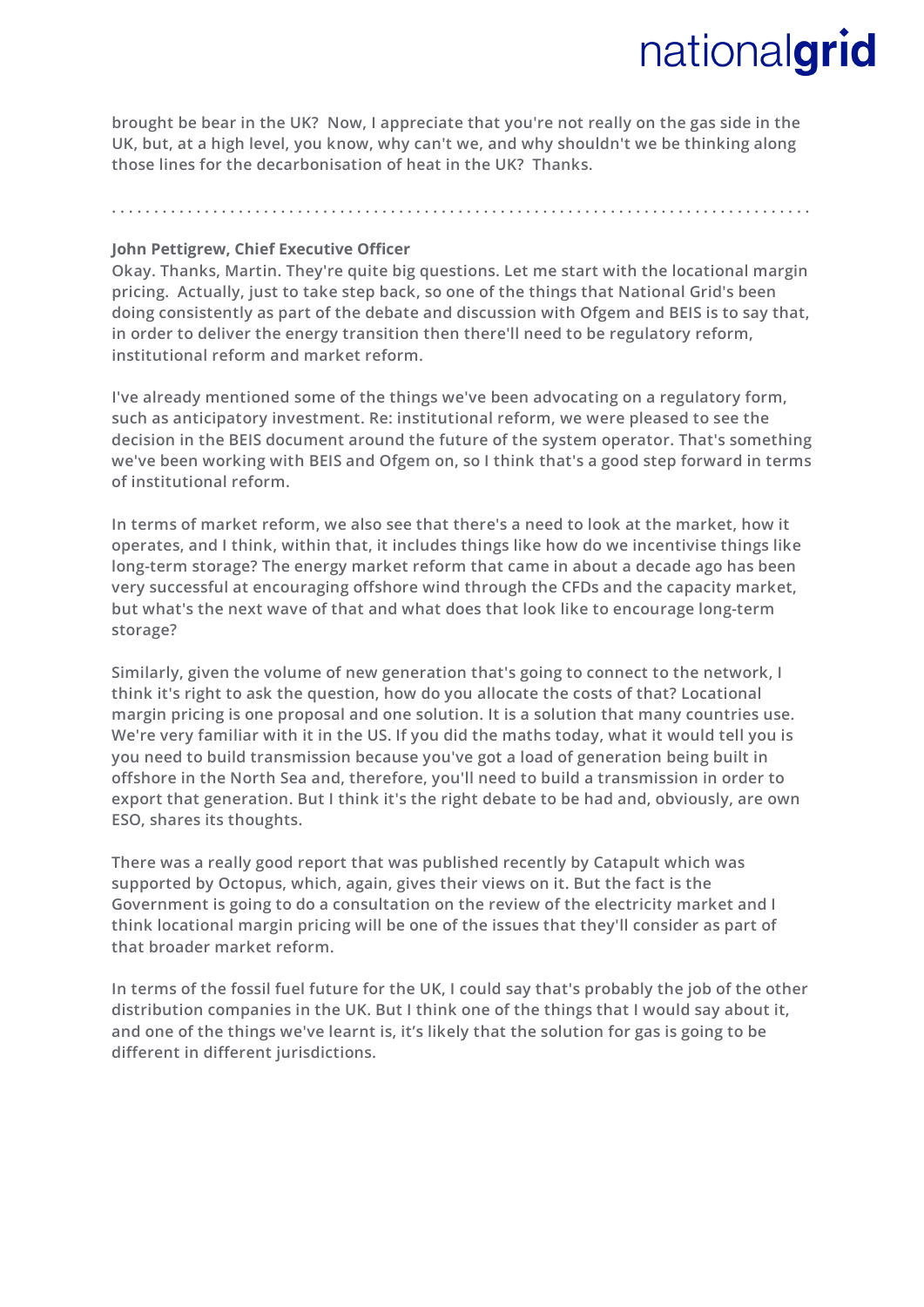**brought be bear in the UK? Now, I appreciate that you're not really on the gas side in the UK, but, at a high level, you know, why can't we, and why shouldn't we be thinking along those lines for the decarbonisation of heat in the UK? Thanks.**

. . . . . . . . . . . . . . . . . . . . . . . . . . . . . . . . . . . . . . . . . . . . . . . . . . . . . . . . . . . . . . . . . . . . . . . . . . . . . . .

**John Pettigrew, Chief Executive Officer**

Okay. Thanks, Martin. They're quite big questions. Let me start with the locational margin pricing. Actually, just to take step back, so one of the things that National Grid's been doing consistently as part of the debate and discussion with Ofgem and BEIS is to say that, in order to deliver the energy transition then there'll need to be regulatory reform, institutional reform and market reform.

I've already mentioned some of the things we've been advocating on a regulatory form, such as anticipatory investment. Re: institutional reform, we were pleased to see the decision in the BEIS document around the future of the system operator. That's something we've been working with BEIS and Ofgem on, so I think that's a good step forward in terms of institutional reform.

In terms of market reform, we also see that there's a need to look at the market, how it operates, and I think, within that, it includes things like how do we incentivise things like long-term storage? The energy market reform that came in about a decade ago has been very successful at encouraging offshore wind through the CFDs and the capacity market, but what's the next wave of that and what does that look like to encourage long-term storage?

Similarly, given the volume of new generation that's going to connect to the network, I think it's right to ask the question, how do you allocate the costs of that? Locational margin pricing is one proposal and one solution. It is a solution that many countries use. We're very familiar with it in the US. If you did the maths today, what it would tell you is you need to build transmission because you've got a load of generation being built in offshore in the North Sea and, therefore, you'll need to build a transmission in order to export that generation. But I think it's the right debate to be had and, obviously, are own ESO, shares its thoughts.

There was a really good report that was published recently by Catapult which was supported by Octopus, which, again, gives their views on it. But the fact is the Government is going to do a consultation on the review of the electricity market and I think locational margin pricing will be one of the issues that they'll consider as part of that broader market reform.

In terms of the fossil fuel future for the UK, I could say that's probably the job of the other distribution companies in the UK. But I think one of the things that I would say about it, and one of the things we've learnt is, it's likely that the solution for gas is going to be different in different jurisdictions.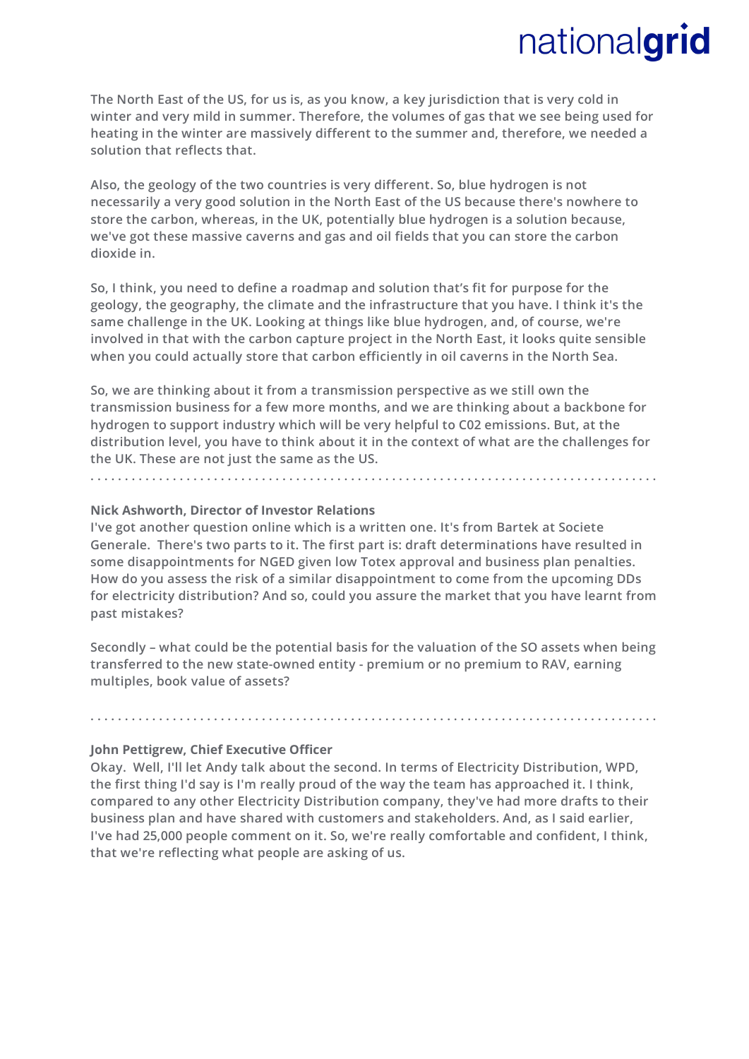The North East of the US, for us is, as you know, a key jurisdiction that is very cold in winter and very mild in summer. Therefore, the volumes of gas that we see being used for heating in the winter are massively different to the summer and, therefore, we needed a solution that reflects that.

Also, the geology of the two countries is very different. So, blue hydrogen is not necessarily a very good solution in the North East of the US because there's nowhere to store the carbon, whereas, in the UK, potentially blue hydrogen is a solution because, we've got these massive caverns and gas and oil fields that you can store the carbon dioxide in.

So, I think, you need to define a roadmap and solution that's fit for purpose for the geology, the geography, the climate and the infrastructure that you have. I think it's the same challenge in the UK. Looking at things like blue hydrogen, and, of course, we're involved in that with the carbon capture project in the North East, it looks quite sensible when you could actually store that carbon efficiently in oil caverns in the North Sea.

So, we are thinking about it from a transmission perspective as we still own the transmission business for a few more months, and we are thinking about a backbone for hydrogen to support industry which will be very helpful to C02 emissions. But, at the distribution level, you have to think about it in the context of what are the challenges for the UK. These are not just the same as the US.

. . . . . . . . . . . . . . . . . . . . . . . . . . . . . . . . . . . . . . . . . . . . . . . . . . . . . . . . . . . . . . . . . . . . . . . . . . . . .

**Nick Ashworth, Director of Investor Relations**

I've got another question online which is a written one. It's from Bartek at Societe Generale. There's two parts to it. The first part is: draft determinations have resulted in some disappointments for NGED given low Totex approval and business plan penalties. How do you assess the risk of a similar disappointment to come from the upcoming DDs for electricity distribution? And so, could you assure the market that you have learnt from past mistakes?

Secondly – what could be the potential basis for the valuation of the SO assets when being transferred to the new state-owned entity - premium or no premium to RAV, earning multiples, book value of assets?

. . . . . . . . . . . . . . . . . . . . . . . . . . . . . . . . . . . . . . . . . . . . . . . . . . . . . . . . . . . . . . . . . . . . . . . . . . . . .

**John Pettigrew, Chief Executive Officer**

Okay. Well, I'll let Andy talk about the second. In terms of Electricity Distribution, WPD, the first thing I'd say is I'm really proud of the way the team has approached it. I think, compared to any other Electricity Distribution company, they've had more drafts to their business plan and have shared with customers and stakeholders. And, as I said earlier, I've had 25,000 people comment on it. So, we're really comfortable and confident, I think, that we're reflecting what people are asking of us.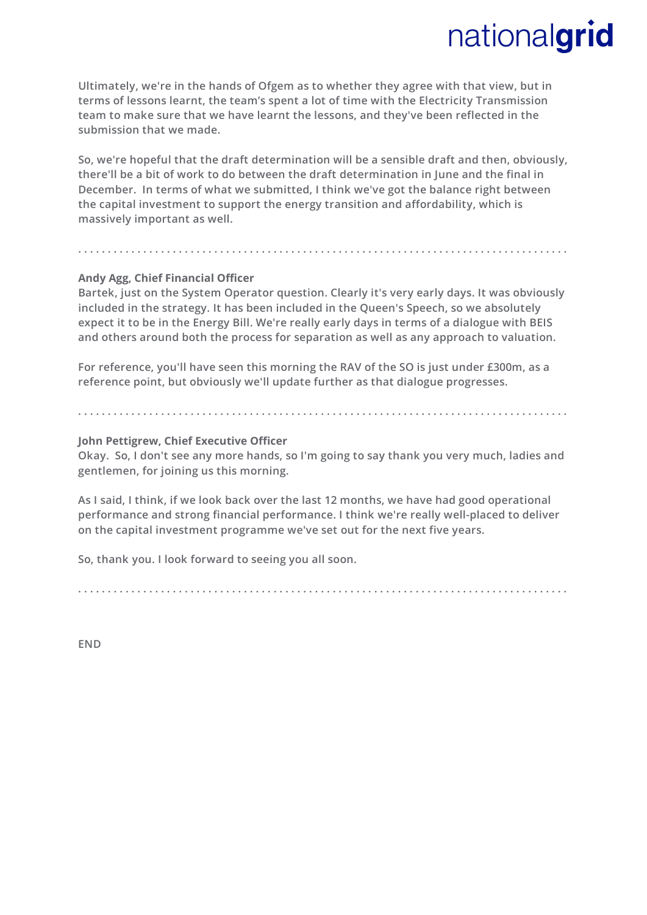Ultimately, we're in the hands of Ofgem as to whether they agree with that view, but in terms of lessons learnt, the team's spent a lot of time with the Electricity Transmission team to make sure that we have learnt the lessons, and they've been reflected in the submission that we made.

So, we're hopeful that the draft determination will be a sensible draft and then, obviously, there'll be a bit of work to do between the draft determination in June and the final in December. In terms of what we submitted, I think we've got the balance right between the capital investment to support the energy transition and affordability, which is massively important as well.

. . . . . . . . . . . . . . . . . . . . . . . . . . . . . . . . . . . . . . . . . . . . . . . . . . . . . . . . . . . . . . . . . . . . . . . . . . . . . . . .

**Andy Agg, Chief Financial Officer**
Bartek, just on the System Operator question. Clearly it's very early days. It was obviously included in the strategy. It has been included in the Queen's Speech, so we absolutely expect it to be in the Energy Bill. We're really early days in terms of a dialogue with BEIS and others around both the process for separation as well as any approach to valuation.

For reference, you'll have seen this morning the RAV of the SO is just under £300m, as a reference point, but obviously we'll update further as that dialogue progresses.

. . . . . . . . . . . . . . . . . . . . . . . . . . . . . . . . . . . . . . . . . . . . . . . . . . . . . . . . . . . . . . . . . . . . . . . . . . . . . . . .

**John Pettigrew, Chief Executive Officer**
Okay. So, I don't see any more hands, so I'm going to say thank you very much, ladies and gentlemen, for joining us this morning.

As I said, I think, if we look back over the last 12 months, we have had good operational performance and strong financial performance. I think we're really well-placed to deliver on the capital investment programme we've set out for the next five years.

So, thank you. I look forward to seeing you all soon.

. . . . . . . . . . . . . . . . . . . . . . . . . . . . . . . . . . . . . . . . . . . . . . . . . . . . . . . . . . . . . . . . . . . . . . . . . . . . . . . .

END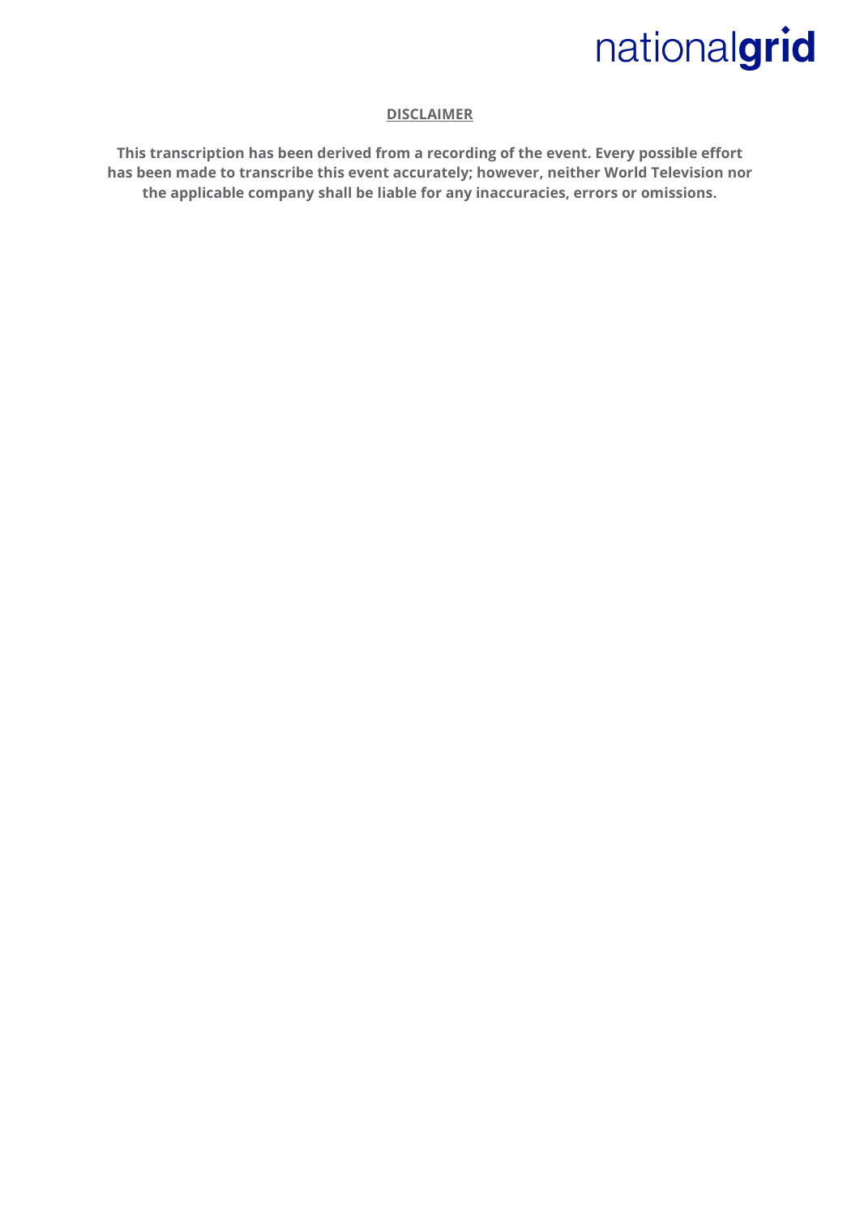**DISCLAIMER**

**This transcription has been derived from a recording of the event. Every possible effort has been made to transcribe this event accurately; however, neither World Television nor the applicable company shall be liable for any inaccuracies, errors or omissions.**